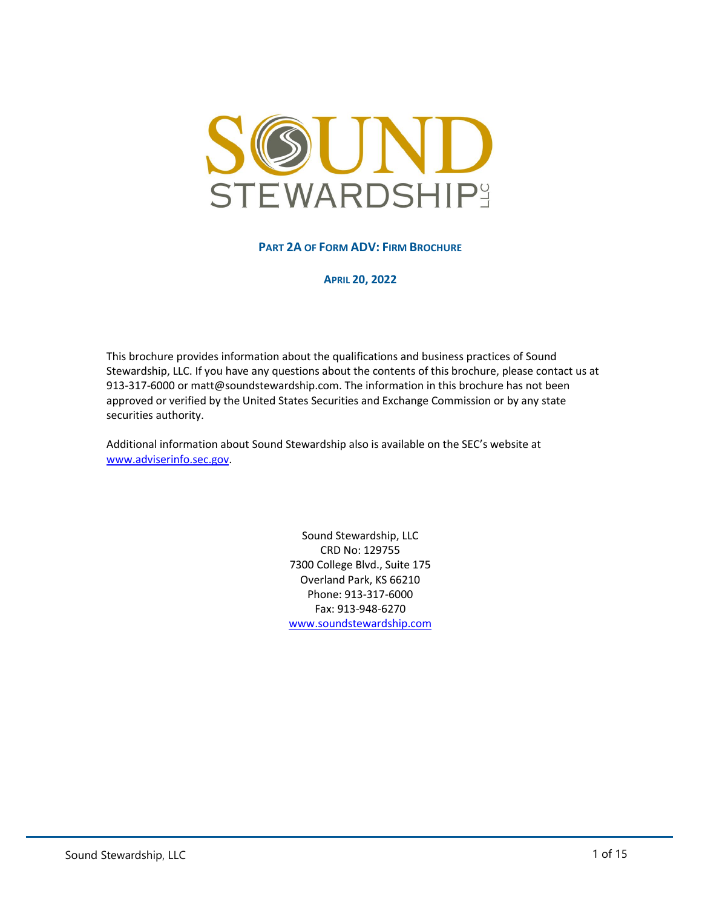# SOUND STEWARDSHIP LLC

## PART 2A OF FORM ADV: FIRM BROCHURE

**APRIL 20, 2022**

This brochure provides information about the qualifications and business practices of Sound Stewardship, LLC. If you have any questions about the contents of this brochure, please contact us at 913-317-6000 or matt@soundstewardship.com. The information in this brochure has not been approved or verified by the United States Securities and Exchange Commission or by any state securities authority.

Additional information about Sound Stewardship also is available on the SEC's website at www.adviserinfo.sec.gov.

Sound Stewardship, LLC
CRD No: 129755
7300 College Blvd., Suite 175
Overland Park, KS 66210
Phone: 913-317-6000
Fax: 913-948-6270
www.soundstewardship.com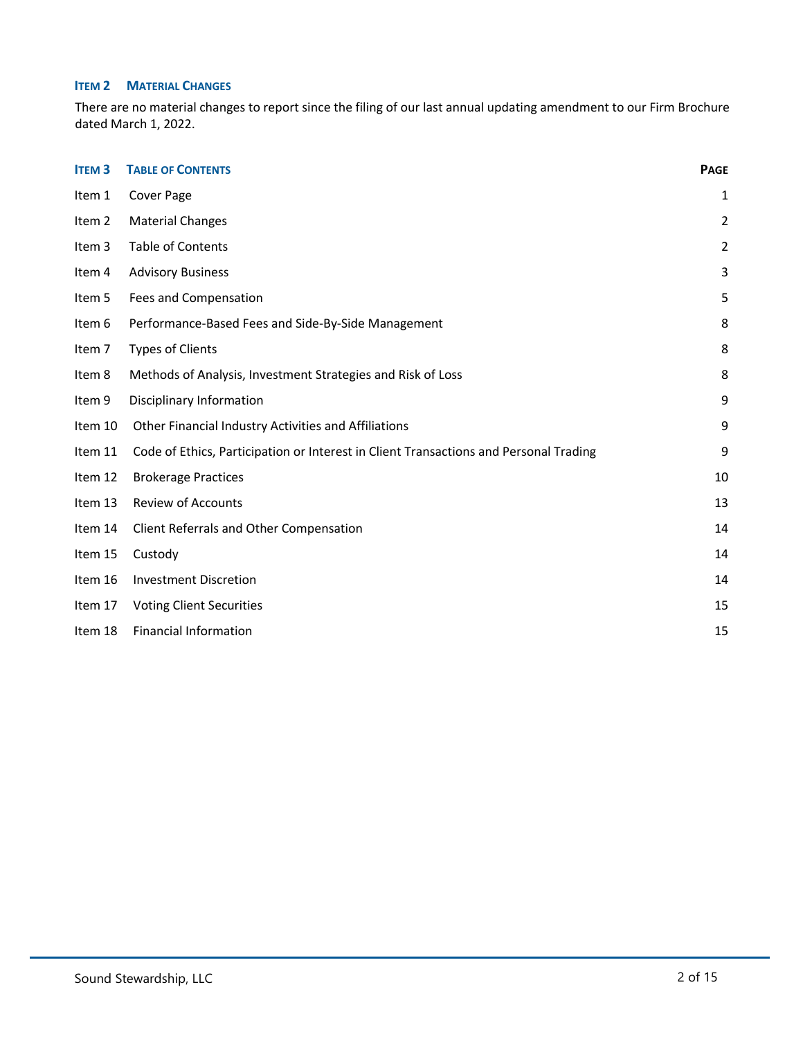## Item 2 Material Changes

There are no material changes to report since the filing of our last annual updating amendment to our Firm Brochure dated March 1, 2022.

## Item 3 Table of Contents

| | | Page |
|---|---|---|
| Item 1 | Cover Page | 1 |
| Item 2 | Material Changes | 2 |
| Item 3 | Table of Contents | 2 |
| Item 4 | Advisory Business | 3 |
| Item 5 | Fees and Compensation | 5 |
| Item 6 | Performance-Based Fees and Side-By-Side Management | 8 |
| Item 7 | Types of Clients | 8 |
| Item 8 | Methods of Analysis, Investment Strategies and Risk of Loss | 8 |
| Item 9 | Disciplinary Information | 9 |
| Item 10 | Other Financial Industry Activities and Affiliations | 9 |
| Item 11 | Code of Ethics, Participation or Interest in Client Transactions and Personal Trading | 9 |
| Item 12 | Brokerage Practices | 10 |
| Item 13 | Review of Accounts | 13 |
| Item 14 | Client Referrals and Other Compensation | 14 |
| Item 15 | Custody | 14 |
| Item 16 | Investment Discretion | 14 |
| Item 17 | Voting Client Securities | 15 |
| Item 18 | Financial Information | 15 |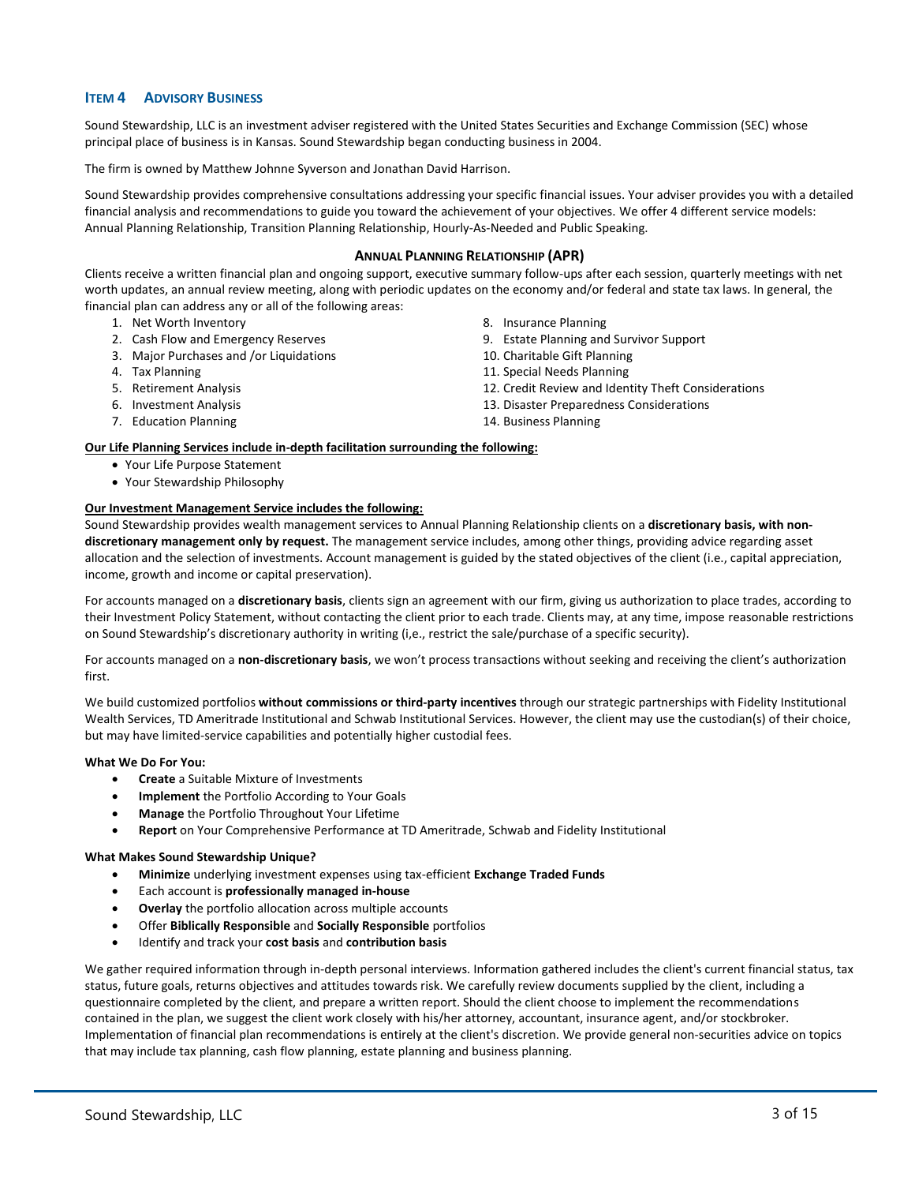## ITEM 4 ADVISORY BUSINESS

Sound Stewardship, LLC is an investment adviser registered with the United States Securities and Exchange Commission (SEC) whose principal place of business is in Kansas. Sound Stewardship began conducting business in 2004.

The firm is owned by Matthew Johnne Syverson and Jonathan David Harrison.

Sound Stewardship provides comprehensive consultations addressing your specific financial issues. Your adviser provides you with a detailed financial analysis and recommendations to guide you toward the achievement of your objectives. We offer 4 different service models: Annual Planning Relationship, Transition Planning Relationship, Hourly-As-Needed and Public Speaking.

### ANNUAL PLANNING RELATIONSHIP (APR)

Clients receive a written financial plan and ongoing support, executive summary follow-ups after each session, quarterly meetings with net worth updates, an annual review meeting, along with periodic updates on the economy and/or federal and state tax laws. In general, the financial plan can address any or all of the following areas:

1. Net Worth Inventory
2. Cash Flow and Emergency Reserves
3. Major Purchases and /or Liquidations
4. Tax Planning
5. Retirement Analysis
6. Investment Analysis
7. Education Planning
8. Insurance Planning
9. Estate Planning and Survivor Support
10. Charitable Gift Planning
11. Special Needs Planning
12. Credit Review and Identity Theft Considerations
13. Disaster Preparedness Considerations
14. Business Planning

**Our Life Planning Services include in-depth facilitation surrounding the following:**

- Your Life Purpose Statement
- Your Stewardship Philosophy

**Our Investment Management Service includes the following:**

Sound Stewardship provides wealth management services to Annual Planning Relationship clients on a **discretionary basis, with non-discretionary management only by request.** The management service includes, among other things, providing advice regarding asset allocation and the selection of investments. Account management is guided by the stated objectives of the client (i.e., capital appreciation, income, growth and income or capital preservation).

For accounts managed on a **discretionary basis**, clients sign an agreement with our firm, giving us authorization to place trades, according to their Investment Policy Statement, without contacting the client prior to each trade. Clients may, at any time, impose reasonable restrictions on Sound Stewardship's discretionary authority in writing (i,e., restrict the sale/purchase of a specific security).

For accounts managed on a **non-discretionary basis**, we won't process transactions without seeking and receiving the client's authorization first.

We build customized portfolios **without commissions or third-party incentives** through our strategic partnerships with Fidelity Institutional Wealth Services, TD Ameritrade Institutional and Schwab Institutional Services. However, the client may use the custodian(s) of their choice, but may have limited-service capabilities and potentially higher custodial fees.

**What We Do For You:**

- **Create** a Suitable Mixture of Investments
- **Implement** the Portfolio According to Your Goals
- **Manage** the Portfolio Throughout Your Lifetime
- **Report** on Your Comprehensive Performance at TD Ameritrade, Schwab and Fidelity Institutional

**What Makes Sound Stewardship Unique?**

- **Minimize** underlying investment expenses using tax-efficient **Exchange Traded Funds**
- Each account is **professionally managed in-house**
- **Overlay** the portfolio allocation across multiple accounts
- Offer **Biblically Responsible** and **Socially Responsible** portfolios
- Identify and track your **cost basis** and **contribution basis**

We gather required information through in-depth personal interviews. Information gathered includes the client's current financial status, tax status, future goals, returns objectives and attitudes towards risk. We carefully review documents supplied by the client, including a questionnaire completed by the client, and prepare a written report. Should the client choose to implement the recommendations contained in the plan, we suggest the client work closely with his/her attorney, accountant, insurance agent, and/or stockbroker. Implementation of financial plan recommendations is entirely at the client's discretion. We provide general non-securities advice on topics that may include tax planning, cash flow planning, estate planning and business planning.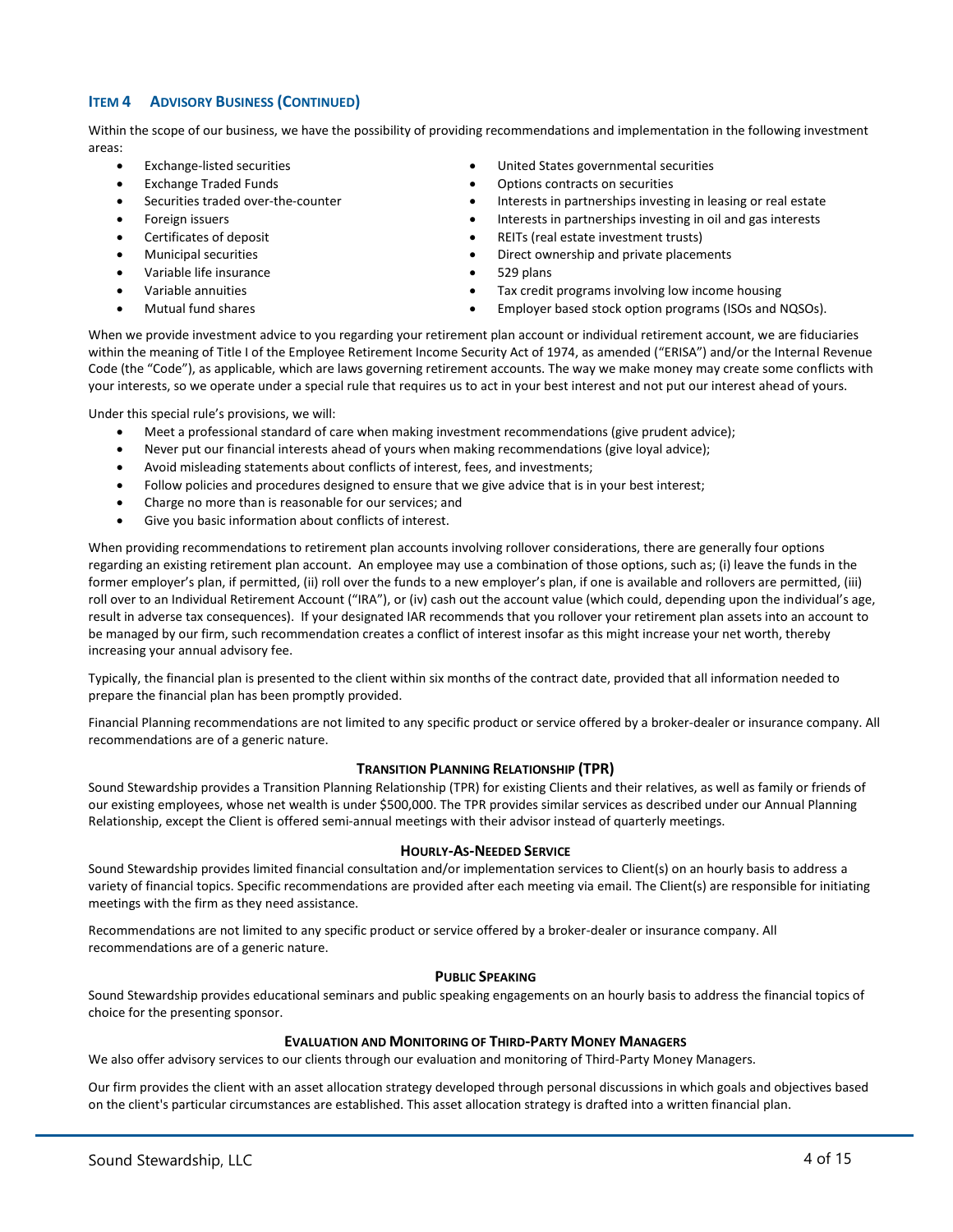## Item 4 Advisory Business (Continued)

Within the scope of our business, we have the possibility of providing recommendations and implementation in the following investment areas:

- Exchange-listed securities
- Exchange Traded Funds
- Securities traded over-the-counter
- Foreign issuers
- Certificates of deposit
- Municipal securities
- Variable life insurance
- Variable annuities
- Mutual fund shares
- United States governmental securities
- Options contracts on securities
- Interests in partnerships investing in leasing or real estate
- Interests in partnerships investing in oil and gas interests
- REITs (real estate investment trusts)
- Direct ownership and private placements
- 529 plans
- Tax credit programs involving low income housing
- Employer based stock option programs (ISOs and NQSOs).

When we provide investment advice to you regarding your retirement plan account or individual retirement account, we are fiduciaries within the meaning of Title I of the Employee Retirement Income Security Act of 1974, as amended ("ERISA") and/or the Internal Revenue Code (the "Code"), as applicable, which are laws governing retirement accounts. The way we make money may create some conflicts with your interests, so we operate under a special rule that requires us to act in your best interest and not put our interest ahead of yours.

Under this special rule's provisions, we will:

- Meet a professional standard of care when making investment recommendations (give prudent advice);
- Never put our financial interests ahead of yours when making recommendations (give loyal advice);
- Avoid misleading statements about conflicts of interest, fees, and investments;
- Follow policies and procedures designed to ensure that we give advice that is in your best interest;
- Charge no more than is reasonable for our services; and
- Give you basic information about conflicts of interest.

When providing recommendations to retirement plan accounts involving rollover considerations, there are generally four options regarding an existing retirement plan account. An employee may use a combination of those options, such as; (i) leave the funds in the former employer's plan, if permitted, (ii) roll over the funds to a new employer's plan, if one is available and rollovers are permitted, (iii) roll over to an Individual Retirement Account ("IRA"), or (iv) cash out the account value (which could, depending upon the individual's age, result in adverse tax consequences). If your designated IAR recommends that you rollover your retirement plan assets into an account to be managed by our firm, such recommendation creates a conflict of interest insofar as this might increase your net worth, thereby increasing your annual advisory fee.

Typically, the financial plan is presented to the client within six months of the contract date, provided that all information needed to prepare the financial plan has been promptly provided.

Financial Planning recommendations are not limited to any specific product or service offered by a broker-dealer or insurance company. All recommendations are of a generic nature.

### Transition Planning Relationship (TPR)

Sound Stewardship provides a Transition Planning Relationship (TPR) for existing Clients and their relatives, as well as family or friends of our existing employees, whose net wealth is under $500,000. The TPR provides similar services as described under our Annual Planning Relationship, except the Client is offered semi-annual meetings with their advisor instead of quarterly meetings.

### Hourly-As-Needed Service

Sound Stewardship provides limited financial consultation and/or implementation services to Client(s) on an hourly basis to address a variety of financial topics. Specific recommendations are provided after each meeting via email. The Client(s) are responsible for initiating meetings with the firm as they need assistance.

Recommendations are not limited to any specific product or service offered by a broker-dealer or insurance company. All recommendations are of a generic nature.

### Public Speaking

Sound Stewardship provides educational seminars and public speaking engagements on an hourly basis to address the financial topics of choice for the presenting sponsor.

### Evaluation and Monitoring of Third-Party Money Managers

We also offer advisory services to our clients through our evaluation and monitoring of Third-Party Money Managers.

Our firm provides the client with an asset allocation strategy developed through personal discussions in which goals and objectives based on the client's particular circumstances are established. This asset allocation strategy is drafted into a written financial plan.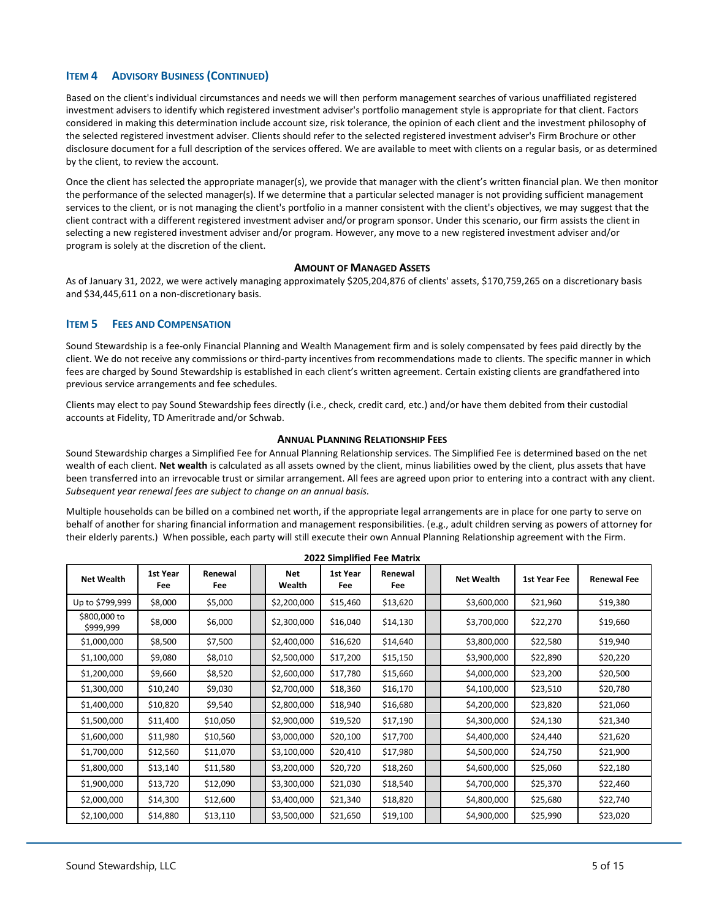## ITEM 4 ADVISORY BUSINESS (CONTINUED)

Based on the client's individual circumstances and needs we will then perform management searches of various unaffiliated registered investment advisers to identify which registered investment adviser's portfolio management style is appropriate for that client. Factors considered in making this determination include account size, risk tolerance, the opinion of each client and the investment philosophy of the selected registered investment adviser. Clients should refer to the selected registered investment adviser's Firm Brochure or other disclosure document for a full description of the services offered. We are available to meet with clients on a regular basis, or as determined by the client, to review the account.

Once the client has selected the appropriate manager(s), we provide that manager with the client's written financial plan. We then monitor the performance of the selected manager(s). If we determine that a particular selected manager is not providing sufficient management services to the client, or is not managing the client's portfolio in a manner consistent with the client's objectives, we may suggest that the client contract with a different registered investment adviser and/or program sponsor. Under this scenario, our firm assists the client in selecting a new registered investment adviser and/or program. However, any move to a new registered investment adviser and/or program is solely at the discretion of the client.

### AMOUNT OF MANAGED ASSETS

As of January 31, 2022, we were actively managing approximately $205,204,876 of clients' assets, $170,759,265 on a discretionary basis and $34,445,611 on a non-discretionary basis.

## ITEM 5 FEES AND COMPENSATION

Sound Stewardship is a fee-only Financial Planning and Wealth Management firm and is solely compensated by fees paid directly by the client. We do not receive any commissions or third-party incentives from recommendations made to clients. The specific manner in which fees are charged by Sound Stewardship is established in each client's written agreement. Certain existing clients are grandfathered into previous service arrangements and fee schedules.

Clients may elect to pay Sound Stewardship fees directly (i.e., check, credit card, etc.) and/or have them debited from their custodial accounts at Fidelity, TD Ameritrade and/or Schwab.

### ANNUAL PLANNING RELATIONSHIP FEES

Sound Stewardship charges a Simplified Fee for Annual Planning Relationship services. The Simplified Fee is determined based on the net wealth of each client. **Net wealth** is calculated as all assets owned by the client, minus liabilities owed by the client, plus assets that have been transferred into an irrevocable trust or similar arrangement. All fees are agreed upon prior to entering into a contract with any client. *Subsequent year renewal fees are subject to change on an annual basis.*

Multiple households can be billed on a combined net worth, if the appropriate legal arrangements are in place for one party to serve on behalf of another for sharing financial information and management responsibilities. (e.g., adult children serving as powers of attorney for their elderly parents.) When possible, each party will still execute their own Annual Planning Relationship agreement with the Firm.

**2022 Simplified Fee Matrix**

| Net Wealth | 1st Year Fee | Renewal Fee | | Net Wealth | 1st Year Fee | Renewal Fee | | Net Wealth | 1st Year Fee | Renewal Fee |
|---|---|---|---|---|---|---|---|---|---|---|
| Up to $799,999 | $8,000 | $5,000 | | $2,200,000 | $15,460 | $13,620 | | $3,600,000 | $21,960 | $19,380 |
| $800,000 to $999,999 | $8,000 | $6,000 | | $2,300,000 | $16,040 | $14,130 | | $3,700,000 | $22,270 | $19,660 |
| $1,000,000 | $8,500 | $7,500 | | $2,400,000 | $16,620 | $14,640 | | $3,800,000 | $22,580 | $19,940 |
| $1,100,000 | $9,080 | $8,010 | | $2,500,000 | $17,200 | $15,150 | | $3,900,000 | $22,890 | $20,220 |
| $1,200,000 | $9,660 | $8,520 | | $2,600,000 | $17,780 | $15,660 | | $4,000,000 | $23,200 | $20,500 |
| $1,300,000 | $10,240 | $9,030 | | $2,700,000 | $18,360 | $16,170 | | $4,100,000 | $23,510 | $20,780 |
| $1,400,000 | $10,820 | $9,540 | | $2,800,000 | $18,940 | $16,680 | | $4,200,000 | $23,820 | $21,060 |
| $1,500,000 | $11,400 | $10,050 | | $2,900,000 | $19,520 | $17,190 | | $4,300,000 | $24,130 | $21,340 |
| $1,600,000 | $11,980 | $10,560 | | $3,000,000 | $20,100 | $17,700 | | $4,400,000 | $24,440 | $21,620 |
| $1,700,000 | $12,560 | $11,070 | | $3,100,000 | $20,410 | $17,980 | | $4,500,000 | $24,750 | $21,900 |
| $1,800,000 | $13,140 | $11,580 | | $3,200,000 | $20,720 | $18,260 | | $4,600,000 | $25,060 | $22,180 |
| $1,900,000 | $13,720 | $12,090 | | $3,300,000 | $21,030 | $18,540 | | $4,700,000 | $25,370 | $22,460 |
| $2,000,000 | $14,300 | $12,600 | | $3,400,000 | $21,340 | $18,820 | | $4,800,000 | $25,680 | $22,740 |
| $2,100,000 | $14,880 | $13,110 | | $3,500,000 | $21,650 | $19,100 | | $4,900,000 | $25,990 | $23,020 |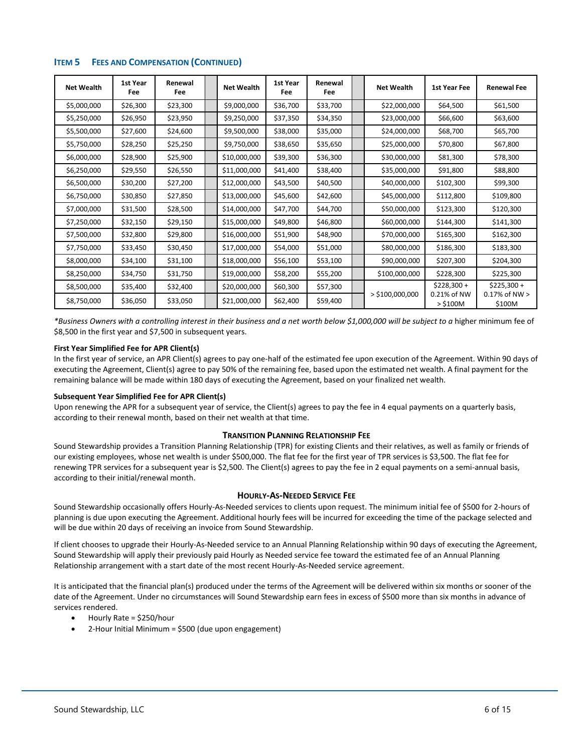## ITEM 5 FEES AND COMPENSATION (CONTINUED)

| Net Wealth | 1st Year Fee | Renewal Fee | | Net Wealth | 1st Year Fee | Renewal Fee | | Net Wealth | 1st Year Fee | Renewal Fee |
|---|---|---|---|---|---|---|---|---|---|---|
| $5,000,000 | $26,300 | $23,300 | | $9,000,000 | $36,700 | $33,700 | | $22,000,000 | $64,500 | $61,500 |
| $5,250,000 | $26,950 | $23,950 | | $9,250,000 | $37,350 | $34,350 | | $23,000,000 | $66,600 | $63,600 |
| $5,500,000 | $27,600 | $24,600 | | $9,500,000 | $38,000 | $35,000 | | $24,000,000 | $68,700 | $65,700 |
| $5,750,000 | $28,250 | $25,250 | | $9,750,000 | $38,650 | $35,650 | | $25,000,000 | $70,800 | $67,800 |
| $6,000,000 | $28,900 | $25,900 | | $10,000,000 | $39,300 | $36,300 | | $30,000,000 | $81,300 | $78,300 |
| $6,250,000 | $29,550 | $26,550 | | $11,000,000 | $41,400 | $38,400 | | $35,000,000 | $91,800 | $88,800 |
| $6,500,000 | $30,200 | $27,200 | | $12,000,000 | $43,500 | $40,500 | | $40,000,000 | $102,300 | $99,300 |
| $6,750,000 | $30,850 | $27,850 | | $13,000,000 | $45,600 | $42,600 | | $45,000,000 | $112,800 | $109,800 |
| $7,000,000 | $31,500 | $28,500 | | $14,000,000 | $47,700 | $44,700 | | $50,000,000 | $123,300 | $120,300 |
| $7,250,000 | $32,150 | $29,150 | | $15,000,000 | $49,800 | $46,800 | | $60,000,000 | $144,300 | $141,300 |
| $7,500,000 | $32,800 | $29,800 | | $16,000,000 | $51,900 | $48,900 | | $70,000,000 | $165,300 | $162,300 |
| $7,750,000 | $33,450 | $30,450 | | $17,000,000 | $54,000 | $51,000 | | $80,000,000 | $186,300 | $183,300 |
| $8,000,000 | $34,100 | $31,100 | | $18,000,000 | $56,100 | $53,100 | | $90,000,000 | $207,300 | $204,300 |
| $8,250,000 | $34,750 | $31,750 | | $19,000,000 | $58,200 | $55,200 | | $100,000,000 | $228,300 | $225,300 |
| $8,500,000 | $35,400 | $32,400 | | $20,000,000 | $60,300 | $57,300 | | > $100,000,000 | $228,300 + 0.21% of NW > $100M | $225,300 + 0.17% of NW > $100M |
| $8,750,000 | $36,050 | $33,050 | | $21,000,000 | $62,400 | $59,400 | | | | |

*Business Owners with a controlling interest in their business and a net worth below $1,000,000 will be subject to a* higher minimum fee of $8,500 in the first year and $7,500 in subsequent years.

**First Year Simplified Fee for APR Client(s)**

In the first year of service, an APR Client(s) agrees to pay one-half of the estimated fee upon execution of the Agreement. Within 90 days of executing the Agreement, Client(s) agree to pay 50% of the remaining fee, based upon the estimated net wealth. A final payment for the remaining balance will be made within 180 days of executing the Agreement, based on your finalized net wealth.

**Subsequent Year Simplified Fee for APR Client(s)**

Upon renewing the APR for a subsequent year of service, the Client(s) agrees to pay the fee in 4 equal payments on a quarterly basis, according to their renewal month, based on their net wealth at that time.

### TRANSITION PLANNING RELATIONSHIP FEE

Sound Stewardship provides a Transition Planning Relationship (TPR) for existing Clients and their relatives, as well as family or friends of our existing employees, whose net wealth is under $500,000. The flat fee for the first year of TPR services is $3,500. The flat fee for renewing TPR services for a subsequent year is $2,500. The Client(s) agrees to pay the fee in 2 equal payments on a semi-annual basis, according to their initial/renewal month.

### HOURLY-AS-NEEDED SERVICE FEE

Sound Stewardship occasionally offers Hourly-As-Needed services to clients upon request. The minimum initial fee of $500 for 2-hours of planning is due upon executing the Agreement. Additional hourly fees will be incurred for exceeding the time of the package selected and will be due within 20 days of receiving an invoice from Sound Stewardship.

If client chooses to upgrade their Hourly-As-Needed service to an Annual Planning Relationship within 90 days of executing the Agreement, Sound Stewardship will apply their previously paid Hourly as Needed service fee toward the estimated fee of an Annual Planning Relationship arrangement with a start date of the most recent Hourly-As-Needed service agreement.

It is anticipated that the financial plan(s) produced under the terms of the Agreement will be delivered within six months or sooner of the date of the Agreement. Under no circumstances will Sound Stewardship earn fees in excess of $500 more than six months in advance of services rendered.

- Hourly Rate = $250/hour
- 2-Hour Initial Minimum = $500 (due upon engagement)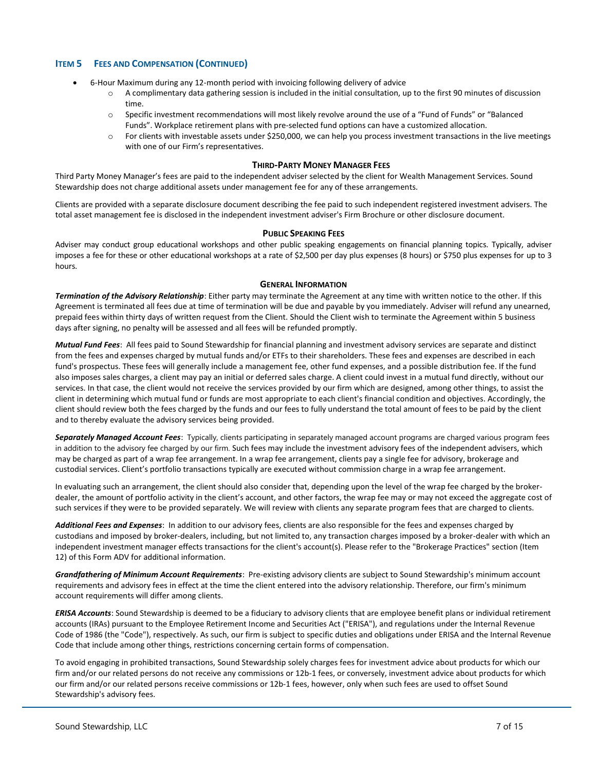## Item 5 Fees and Compensation (Continued)

- 6-Hour Maximum during any 12-month period with invoicing following delivery of advice
    - A complimentary data gathering session is included in the initial consultation, up to the first 90 minutes of discussion time.
    - Specific investment recommendations will most likely revolve around the use of a "Fund of Funds" or "Balanced Funds". Workplace retirement plans with pre-selected fund options can have a customized allocation.
    - For clients with investable assets under $250,000, we can help you process investment transactions in the live meetings with one of our Firm's representatives.

### Third-Party Money Manager Fees

Third Party Money Manager's fees are paid to the independent adviser selected by the client for Wealth Management Services. Sound Stewardship does not charge additional assets under management fee for any of these arrangements.

Clients are provided with a separate disclosure document describing the fee paid to such independent registered investment advisers. The total asset management fee is disclosed in the independent investment adviser's Firm Brochure or other disclosure document.

### Public Speaking Fees

Adviser may conduct group educational workshops and other public speaking engagements on financial planning topics. Typically, adviser imposes a fee for these or other educational workshops at a rate of $2,500 per day plus expenses (8 hours) or $750 plus expenses for up to 3 hours.

### General Information

***Termination of the Advisory Relationship***: Either party may terminate the Agreement at any time with written notice to the other. If this Agreement is terminated all fees due at time of termination will be due and payable by you immediately. Adviser will refund any unearned, prepaid fees within thirty days of written request from the Client. Should the Client wish to terminate the Agreement within 5 business days after signing, no penalty will be assessed and all fees will be refunded promptly.

***Mutual Fund Fees***: All fees paid to Sound Stewardship for financial planning and investment advisory services are separate and distinct from the fees and expenses charged by mutual funds and/or ETFs to their shareholders. These fees and expenses are described in each fund's prospectus. These fees will generally include a management fee, other fund expenses, and a possible distribution fee. If the fund also imposes sales charges, a client may pay an initial or deferred sales charge. A client could invest in a mutual fund directly, without our services. In that case, the client would not receive the services provided by our firm which are designed, among other things, to assist the client in determining which mutual fund or funds are most appropriate to each client's financial condition and objectives. Accordingly, the client should review both the fees charged by the funds and our fees to fully understand the total amount of fees to be paid by the client and to thereby evaluate the advisory services being provided.

***Separately Managed Account Fees***: Typically, clients participating in separately managed account programs are charged various program fees in addition to the advisory fee charged by our firm. Such fees may include the investment advisory fees of the independent advisers, which may be charged as part of a wrap fee arrangement. In a wrap fee arrangement, clients pay a single fee for advisory, brokerage and custodial services. Client's portfolio transactions typically are executed without commission charge in a wrap fee arrangement.

In evaluating such an arrangement, the client should also consider that, depending upon the level of the wrap fee charged by the broker-dealer, the amount of portfolio activity in the client's account, and other factors, the wrap fee may or may not exceed the aggregate cost of such services if they were to be provided separately. We will review with clients any separate program fees that are charged to clients.

***Additional Fees and Expenses***: In addition to our advisory fees, clients are also responsible for the fees and expenses charged by custodians and imposed by broker-dealers, including, but not limited to, any transaction charges imposed by a broker-dealer with which an independent investment manager effects transactions for the client's account(s). Please refer to the "Brokerage Practices" section (Item 12) of this Form ADV for additional information.

***Grandfathering of Minimum Account Requirements***: Pre-existing advisory clients are subject to Sound Stewardship's minimum account requirements and advisory fees in effect at the time the client entered into the advisory relationship. Therefore, our firm's minimum account requirements will differ among clients.

***ERISA Accounts***: Sound Stewardship is deemed to be a fiduciary to advisory clients that are employee benefit plans or individual retirement accounts (IRAs) pursuant to the Employee Retirement Income and Securities Act ("ERISA"), and regulations under the Internal Revenue Code of 1986 (the "Code"), respectively. As such, our firm is subject to specific duties and obligations under ERISA and the Internal Revenue Code that include among other things, restrictions concerning certain forms of compensation.

To avoid engaging in prohibited transactions, Sound Stewardship solely charges fees for investment advice about products for which our firm and/or our related persons do not receive any commissions or 12b-1 fees, or conversely, investment advice about products for which our firm and/or our related persons receive commissions or 12b-1 fees, however, only when such fees are used to offset Sound Stewardship's advisory fees.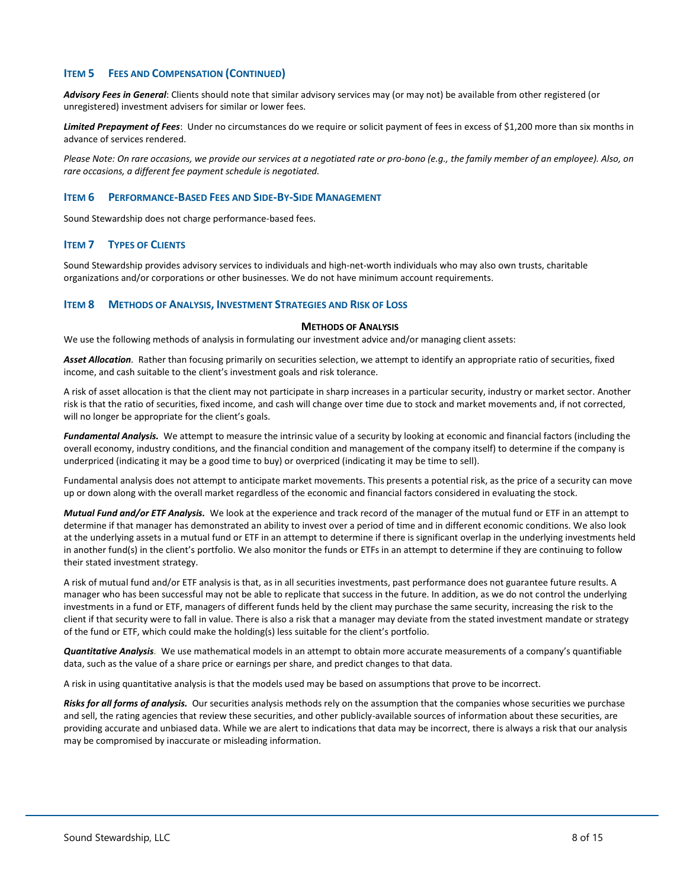## ITEM 5 FEES AND COMPENSATION (CONTINUED)

***Advisory Fees in General***: Clients should note that similar advisory services may (or may not) be available from other registered (or unregistered) investment advisers for similar or lower fees.

***Limited Prepayment of Fees***: Under no circumstances do we require or solicit payment of fees in excess of $1,200 more than six months in advance of services rendered.

*Please Note: On rare occasions, we provide our services at a negotiated rate or pro-bono (e.g., the family member of an employee). Also, on rare occasions, a different fee payment schedule is negotiated.*

## ITEM 6 PERFORMANCE-BASED FEES AND SIDE-BY-SIDE MANAGEMENT

Sound Stewardship does not charge performance-based fees.

## ITEM 7 TYPES OF CLIENTS

Sound Stewardship provides advisory services to individuals and high-net-worth individuals who may also own trusts, charitable organizations and/or corporations or other businesses. We do not have minimum account requirements.

## ITEM 8 METHODS OF ANALYSIS, INVESTMENT STRATEGIES AND RISK OF LOSS

### METHODS OF ANALYSIS

We use the following methods of analysis in formulating our investment advice and/or managing client assets:

***Asset Allocation***. Rather than focusing primarily on securities selection, we attempt to identify an appropriate ratio of securities, fixed income, and cash suitable to the client's investment goals and risk tolerance.

A risk of asset allocation is that the client may not participate in sharp increases in a particular security, industry or market sector. Another risk is that the ratio of securities, fixed income, and cash will change over time due to stock and market movements and, if not corrected, will no longer be appropriate for the client's goals.

***Fundamental Analysis.*** We attempt to measure the intrinsic value of a security by looking at economic and financial factors (including the overall economy, industry conditions, and the financial condition and management of the company itself) to determine if the company is underpriced (indicating it may be a good time to buy) or overpriced (indicating it may be time to sell).

Fundamental analysis does not attempt to anticipate market movements. This presents a potential risk, as the price of a security can move up or down along with the overall market regardless of the economic and financial factors considered in evaluating the stock.

***Mutual Fund and/or ETF Analysis.*** We look at the experience and track record of the manager of the mutual fund or ETF in an attempt to determine if that manager has demonstrated an ability to invest over a period of time and in different economic conditions. We also look at the underlying assets in a mutual fund or ETF in an attempt to determine if there is significant overlap in the underlying investments held in another fund(s) in the client's portfolio. We also monitor the funds or ETFs in an attempt to determine if they are continuing to follow their stated investment strategy.

A risk of mutual fund and/or ETF analysis is that, as in all securities investments, past performance does not guarantee future results. A manager who has been successful may not be able to replicate that success in the future. In addition, as we do not control the underlying investments in a fund or ETF, managers of different funds held by the client may purchase the same security, increasing the risk to the client if that security were to fall in value. There is also a risk that a manager may deviate from the stated investment mandate or strategy of the fund or ETF, which could make the holding(s) less suitable for the client's portfolio.

***Quantitative Analysis***. We use mathematical models in an attempt to obtain more accurate measurements of a company's quantifiable data, such as the value of a share price or earnings per share, and predict changes to that data.

A risk in using quantitative analysis is that the models used may be based on assumptions that prove to be incorrect.

***Risks for all forms of analysis.*** Our securities analysis methods rely on the assumption that the companies whose securities we purchase and sell, the rating agencies that review these securities, and other publicly-available sources of information about these securities, are providing accurate and unbiased data. While we are alert to indications that data may be incorrect, there is always a risk that our analysis may be compromised by inaccurate or misleading information.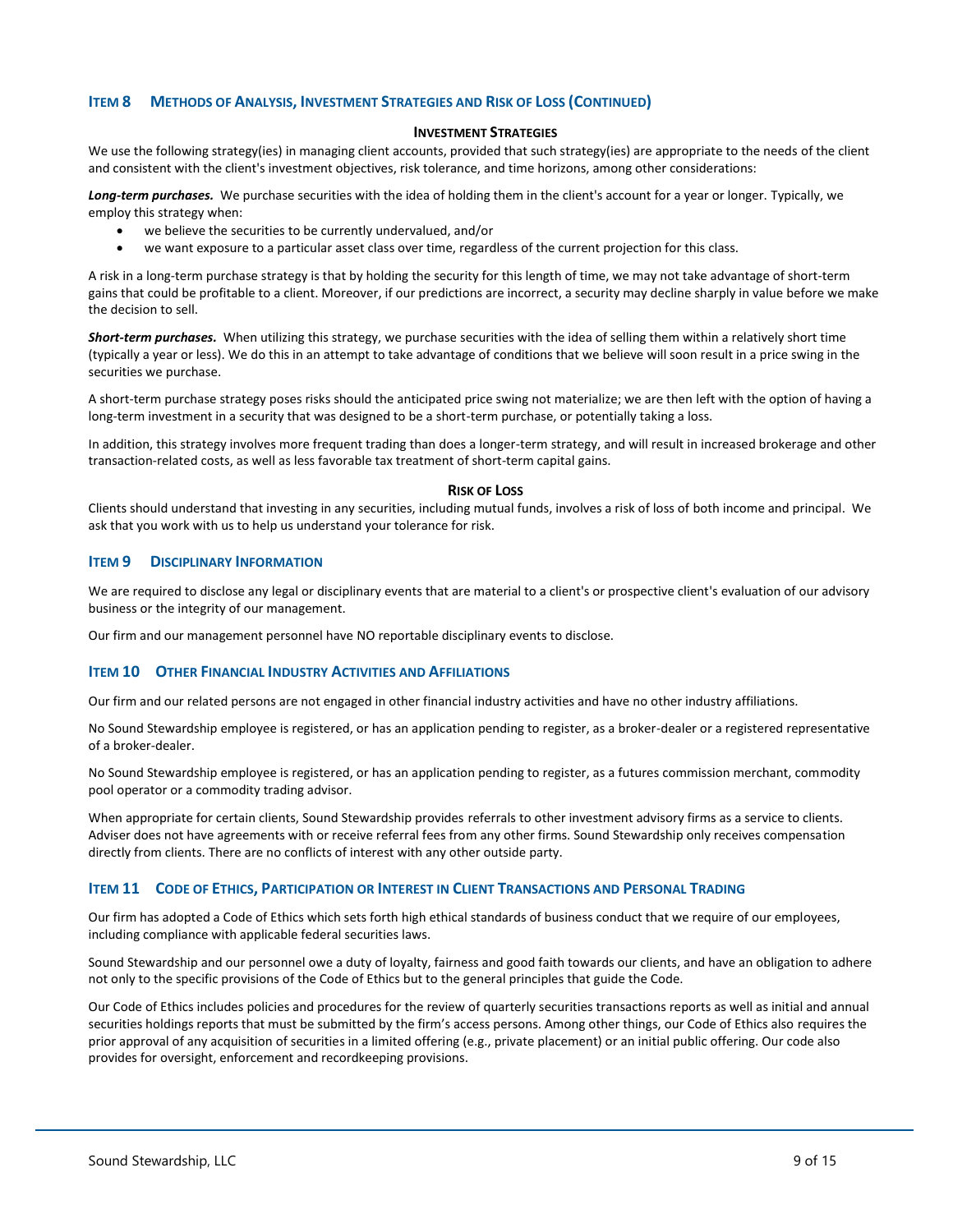## ITEM 8 METHODS OF ANALYSIS, INVESTMENT STRATEGIES AND RISK OF LOSS (CONTINUED)

### INVESTMENT STRATEGIES

We use the following strategy(ies) in managing client accounts, provided that such strategy(ies) are appropriate to the needs of the client and consistent with the client's investment objectives, risk tolerance, and time horizons, among other considerations:

***Long-term purchases.*** We purchase securities with the idea of holding them in the client's account for a year or longer. Typically, we employ this strategy when:

- we believe the securities to be currently undervalued, and/or
- we want exposure to a particular asset class over time, regardless of the current projection for this class.

A risk in a long-term purchase strategy is that by holding the security for this length of time, we may not take advantage of short-term gains that could be profitable to a client. Moreover, if our predictions are incorrect, a security may decline sharply in value before we make the decision to sell.

***Short-term purchases.*** When utilizing this strategy, we purchase securities with the idea of selling them within a relatively short time (typically a year or less). We do this in an attempt to take advantage of conditions that we believe will soon result in a price swing in the securities we purchase.

A short-term purchase strategy poses risks should the anticipated price swing not materialize; we are then left with the option of having a long-term investment in a security that was designed to be a short-term purchase, or potentially taking a loss.

In addition, this strategy involves more frequent trading than does a longer-term strategy, and will result in increased brokerage and other transaction-related costs, as well as less favorable tax treatment of short-term capital gains.

### RISK OF LOSS

Clients should understand that investing in any securities, including mutual funds, involves a risk of loss of both income and principal. We ask that you work with us to help us understand your tolerance for risk.

## ITEM 9 DISCIPLINARY INFORMATION

We are required to disclose any legal or disciplinary events that are material to a client's or prospective client's evaluation of our advisory business or the integrity of our management.

Our firm and our management personnel have NO reportable disciplinary events to disclose.

## ITEM 10 OTHER FINANCIAL INDUSTRY ACTIVITIES AND AFFILIATIONS

Our firm and our related persons are not engaged in other financial industry activities and have no other industry affiliations.

No Sound Stewardship employee is registered, or has an application pending to register, as a broker-dealer or a registered representative of a broker-dealer.

No Sound Stewardship employee is registered, or has an application pending to register, as a futures commission merchant, commodity pool operator or a commodity trading advisor.

When appropriate for certain clients, Sound Stewardship provides referrals to other investment advisory firms as a service to clients. Adviser does not have agreements with or receive referral fees from any other firms. Sound Stewardship only receives compensation directly from clients. There are no conflicts of interest with any other outside party.

## ITEM 11 CODE OF ETHICS, PARTICIPATION OR INTEREST IN CLIENT TRANSACTIONS AND PERSONAL TRADING

Our firm has adopted a Code of Ethics which sets forth high ethical standards of business conduct that we require of our employees, including compliance with applicable federal securities laws.

Sound Stewardship and our personnel owe a duty of loyalty, fairness and good faith towards our clients, and have an obligation to adhere not only to the specific provisions of the Code of Ethics but to the general principles that guide the Code.

Our Code of Ethics includes policies and procedures for the review of quarterly securities transactions reports as well as initial and annual securities holdings reports that must be submitted by the firm's access persons. Among other things, our Code of Ethics also requires the prior approval of any acquisition of securities in a limited offering (e.g., private placement) or an initial public offering. Our code also provides for oversight, enforcement and recordkeeping provisions.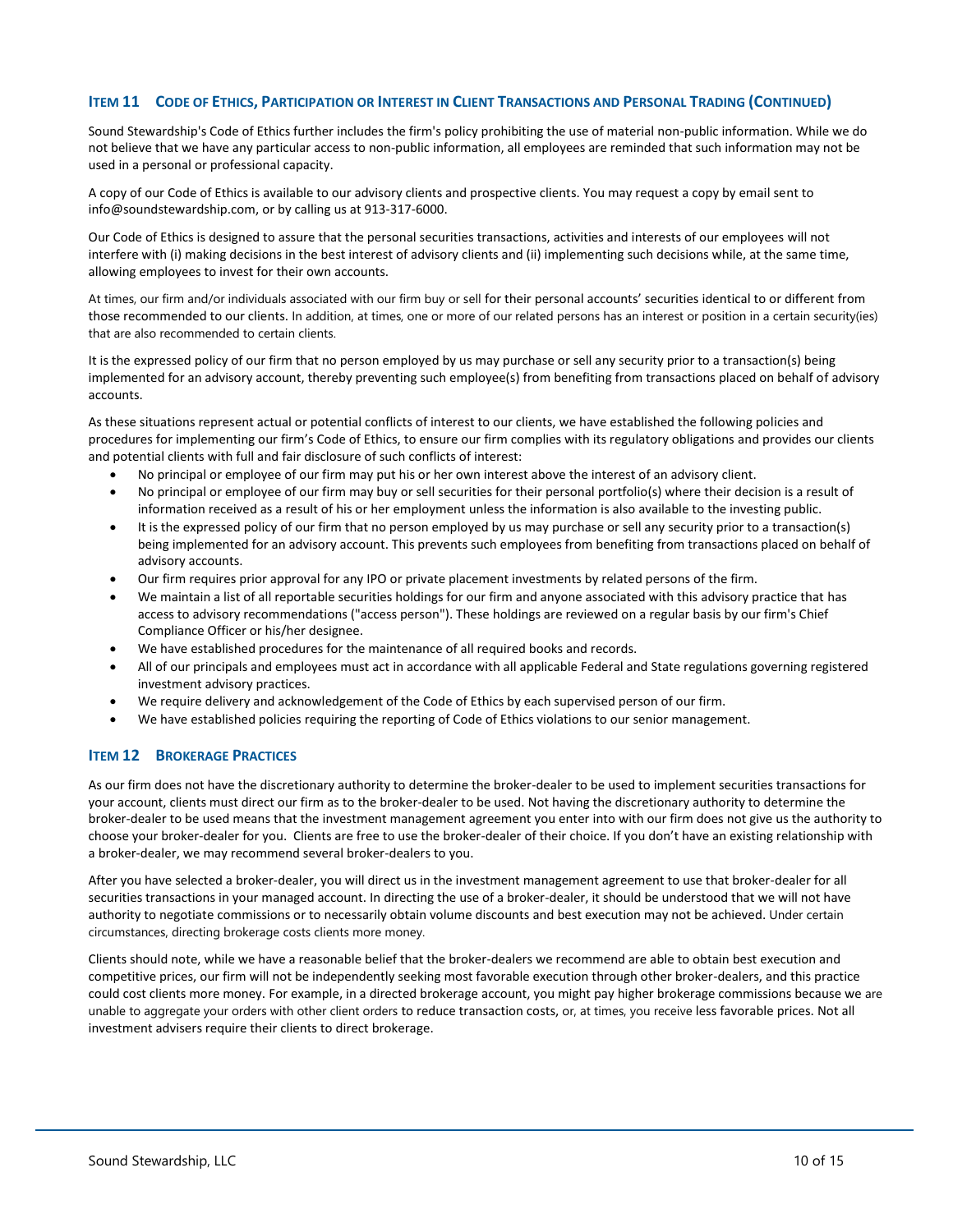## Item 11 Code of Ethics, Participation or Interest in Client Transactions and Personal Trading (Continued)

Sound Stewardship's Code of Ethics further includes the firm's policy prohibiting the use of material non-public information. While we do not believe that we have any particular access to non-public information, all employees are reminded that such information may not be used in a personal or professional capacity.

A copy of our Code of Ethics is available to our advisory clients and prospective clients. You may request a copy by email sent to info@soundstewardship.com, or by calling us at 913-317-6000.

Our Code of Ethics is designed to assure that the personal securities transactions, activities and interests of our employees will not interfere with (i) making decisions in the best interest of advisory clients and (ii) implementing such decisions while, at the same time, allowing employees to invest for their own accounts.

At times, our firm and/or individuals associated with our firm buy or sell for their personal accounts' securities identical to or different from those recommended to our clients. In addition, at times, one or more of our related persons has an interest or position in a certain security(ies) that are also recommended to certain clients.

It is the expressed policy of our firm that no person employed by us may purchase or sell any security prior to a transaction(s) being implemented for an advisory account, thereby preventing such employee(s) from benefiting from transactions placed on behalf of advisory accounts.

As these situations represent actual or potential conflicts of interest to our clients, we have established the following policies and procedures for implementing our firm's Code of Ethics, to ensure our firm complies with its regulatory obligations and provides our clients and potential clients with full and fair disclosure of such conflicts of interest:

- No principal or employee of our firm may put his or her own interest above the interest of an advisory client.
- No principal or employee of our firm may buy or sell securities for their personal portfolio(s) where their decision is a result of information received as a result of his or her employment unless the information is also available to the investing public.
- It is the expressed policy of our firm that no person employed by us may purchase or sell any security prior to a transaction(s) being implemented for an advisory account. This prevents such employees from benefiting from transactions placed on behalf of advisory accounts.
- Our firm requires prior approval for any IPO or private placement investments by related persons of the firm.
- We maintain a list of all reportable securities holdings for our firm and anyone associated with this advisory practice that has access to advisory recommendations ("access person"). These holdings are reviewed on a regular basis by our firm's Chief Compliance Officer or his/her designee.
- We have established procedures for the maintenance of all required books and records.
- All of our principals and employees must act in accordance with all applicable Federal and State regulations governing registered investment advisory practices.
- We require delivery and acknowledgement of the Code of Ethics by each supervised person of our firm.
- We have established policies requiring the reporting of Code of Ethics violations to our senior management.

## Item 12 Brokerage Practices

As our firm does not have the discretionary authority to determine the broker-dealer to be used to implement securities transactions for your account, clients must direct our firm as to the broker-dealer to be used. Not having the discretionary authority to determine the broker-dealer to be used means that the investment management agreement you enter into with our firm does not give us the authority to choose your broker-dealer for you. Clients are free to use the broker-dealer of their choice. If you don't have an existing relationship with a broker-dealer, we may recommend several broker-dealers to you.

After you have selected a broker-dealer, you will direct us in the investment management agreement to use that broker-dealer for all securities transactions in your managed account. In directing the use of a broker-dealer, it should be understood that we will not have authority to negotiate commissions or to necessarily obtain volume discounts and best execution may not be achieved. Under certain circumstances, directing brokerage costs clients more money.

Clients should note, while we have a reasonable belief that the broker-dealers we recommend are able to obtain best execution and competitive prices, our firm will not be independently seeking most favorable execution through other broker-dealers, and this practice could cost clients more money. For example, in a directed brokerage account, you might pay higher brokerage commissions because we are unable to aggregate your orders with other client orders to reduce transaction costs, or, at times, you receive less favorable prices. Not all investment advisers require their clients to direct brokerage.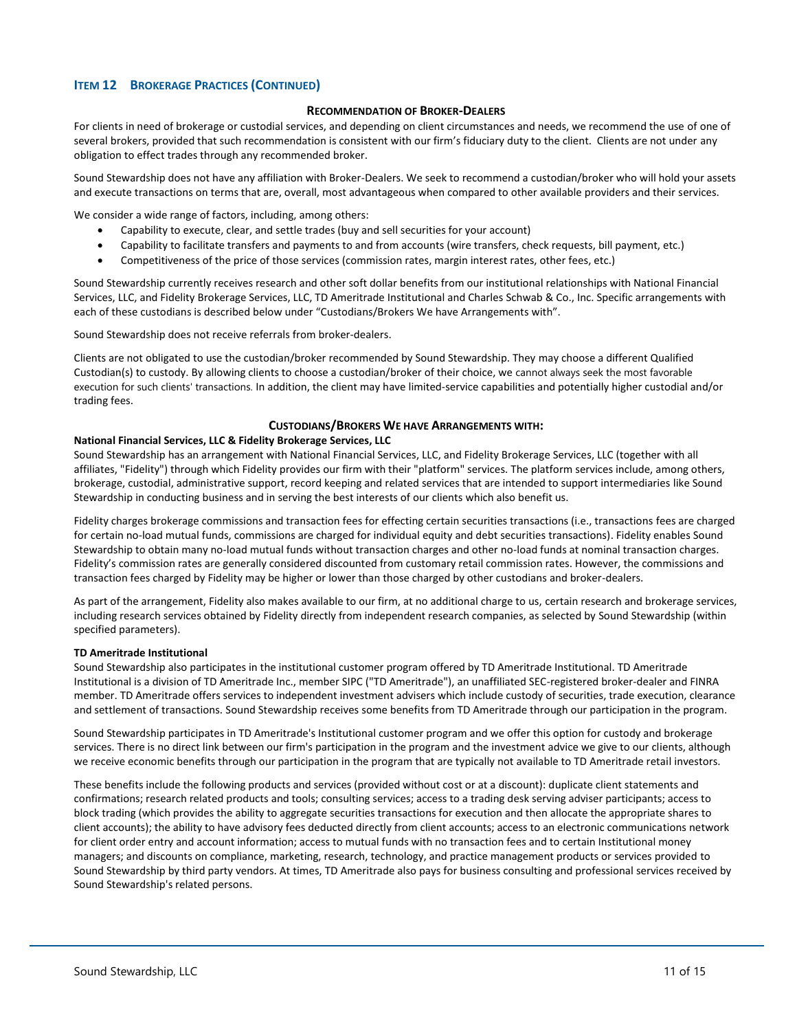## Item 12 Brokerage Practices (Continued)

### Recommendation of Broker-Dealers

For clients in need of brokerage or custodial services, and depending on client circumstances and needs, we recommend the use of one of several brokers, provided that such recommendation is consistent with our firm's fiduciary duty to the client. Clients are not under any obligation to effect trades through any recommended broker.

Sound Stewardship does not have any affiliation with Broker-Dealers. We seek to recommend a custodian/broker who will hold your assets and execute transactions on terms that are, overall, most advantageous when compared to other available providers and their services.

We consider a wide range of factors, including, among others:

- Capability to execute, clear, and settle trades (buy and sell securities for your account)
- Capability to facilitate transfers and payments to and from accounts (wire transfers, check requests, bill payment, etc.)
- Competitiveness of the price of those services (commission rates, margin interest rates, other fees, etc.)

Sound Stewardship currently receives research and other soft dollar benefits from our institutional relationships with National Financial Services, LLC, and Fidelity Brokerage Services, LLC, TD Ameritrade Institutional and Charles Schwab & Co., Inc. Specific arrangements with each of these custodians is described below under "Custodians/Brokers We have Arrangements with".

Sound Stewardship does not receive referrals from broker-dealers.

Clients are not obligated to use the custodian/broker recommended by Sound Stewardship. They may choose a different Qualified Custodian(s) to custody. By allowing clients to choose a custodian/broker of their choice, we cannot always seek the most favorable execution for such clients' transactions. In addition, the client may have limited-service capabilities and potentially higher custodial and/or trading fees.

### Custodians/Brokers We have Arrangements with:

**National Financial Services, LLC & Fidelity Brokerage Services, LLC**

Sound Stewardship has an arrangement with National Financial Services, LLC, and Fidelity Brokerage Services, LLC (together with all affiliates, "Fidelity") through which Fidelity provides our firm with their "platform" services. The platform services include, among others, brokerage, custodial, administrative support, record keeping and related services that are intended to support intermediaries like Sound Stewardship in conducting business and in serving the best interests of our clients which also benefit us.

Fidelity charges brokerage commissions and transaction fees for effecting certain securities transactions (i.e., transactions fees are charged for certain no-load mutual funds, commissions are charged for individual equity and debt securities transactions). Fidelity enables Sound Stewardship to obtain many no-load mutual funds without transaction charges and other no-load funds at nominal transaction charges. Fidelity's commission rates are generally considered discounted from customary retail commission rates. However, the commissions and transaction fees charged by Fidelity may be higher or lower than those charged by other custodians and broker-dealers.

As part of the arrangement, Fidelity also makes available to our firm, at no additional charge to us, certain research and brokerage services, including research services obtained by Fidelity directly from independent research companies, as selected by Sound Stewardship (within specified parameters).

**TD Ameritrade Institutional**

Sound Stewardship also participates in the institutional customer program offered by TD Ameritrade Institutional. TD Ameritrade Institutional is a division of TD Ameritrade Inc., member SIPC ("TD Ameritrade"), an unaffiliated SEC-registered broker-dealer and FINRA member. TD Ameritrade offers services to independent investment advisers which include custody of securities, trade execution, clearance and settlement of transactions. Sound Stewardship receives some benefits from TD Ameritrade through our participation in the program.

Sound Stewardship participates in TD Ameritrade's Institutional customer program and we offer this option for custody and brokerage services. There is no direct link between our firm's participation in the program and the investment advice we give to our clients, although we receive economic benefits through our participation in the program that are typically not available to TD Ameritrade retail investors.

These benefits include the following products and services (provided without cost or at a discount): duplicate client statements and confirmations; research related products and tools; consulting services; access to a trading desk serving adviser participants; access to block trading (which provides the ability to aggregate securities transactions for execution and then allocate the appropriate shares to client accounts); the ability to have advisory fees deducted directly from client accounts; access to an electronic communications network for client order entry and account information; access to mutual funds with no transaction fees and to certain Institutional money managers; and discounts on compliance, marketing, research, technology, and practice management products or services provided to Sound Stewardship by third party vendors. At times, TD Ameritrade also pays for business consulting and professional services received by Sound Stewardship's related persons.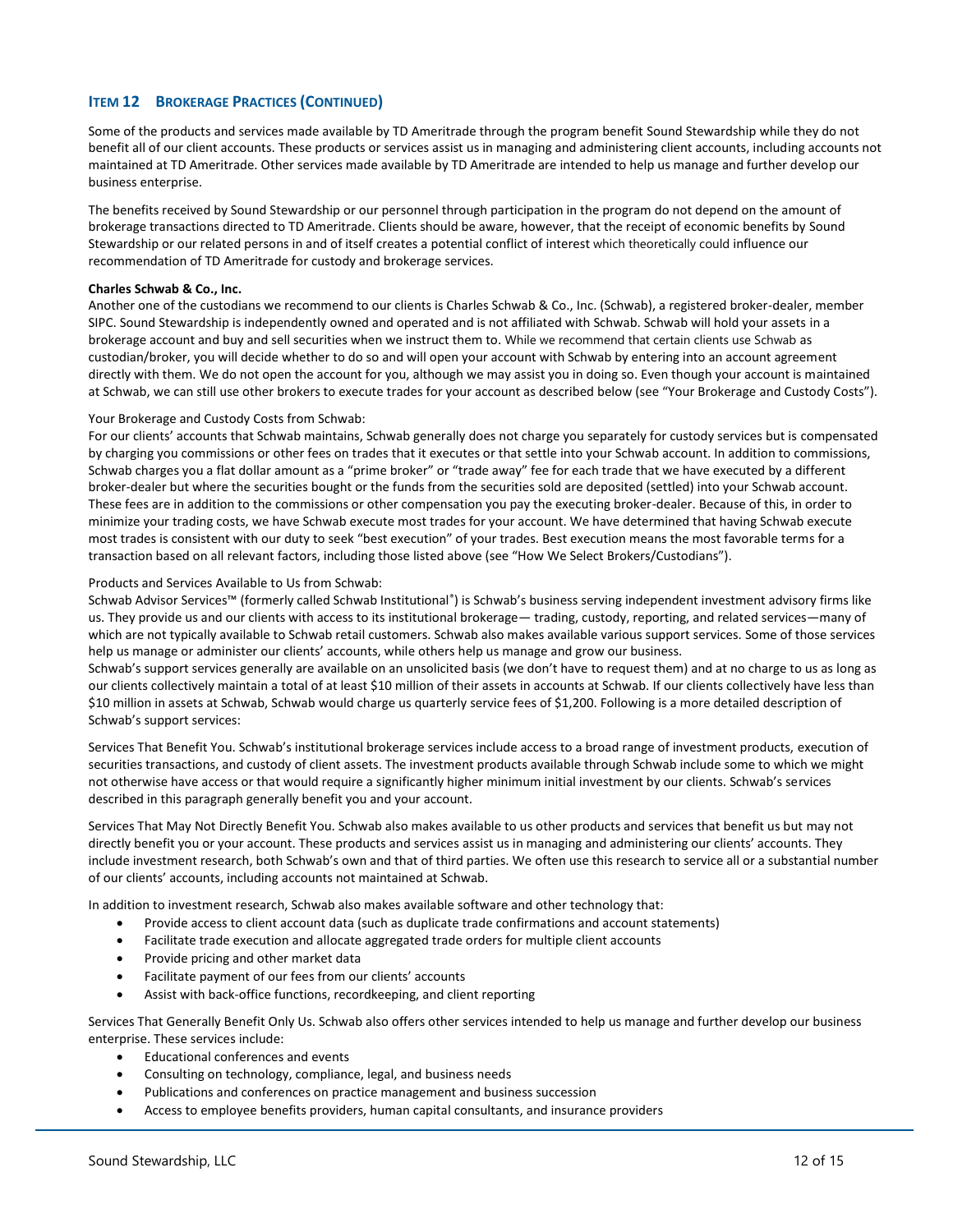## ITEM 12 BROKERAGE PRACTICES (CONTINUED)

Some of the products and services made available by TD Ameritrade through the program benefit Sound Stewardship while they do not benefit all of our client accounts. These products or services assist us in managing and administering client accounts, including accounts not maintained at TD Ameritrade. Other services made available by TD Ameritrade are intended to help us manage and further develop our business enterprise.

The benefits received by Sound Stewardship or our personnel through participation in the program do not depend on the amount of brokerage transactions directed to TD Ameritrade. Clients should be aware, however, that the receipt of economic benefits by Sound Stewardship or our related persons in and of itself creates a potential conflict of interest which theoretically could influence our recommendation of TD Ameritrade for custody and brokerage services.

**Charles Schwab & Co., Inc.**

Another one of the custodians we recommend to our clients is Charles Schwab & Co., Inc. (Schwab), a registered broker-dealer, member SIPC. Sound Stewardship is independently owned and operated and is not affiliated with Schwab. Schwab will hold your assets in a brokerage account and buy and sell securities when we instruct them to. While we recommend that certain clients use Schwab as custodian/broker, you will decide whether to do so and will open your account with Schwab by entering into an account agreement directly with them. We do not open the account for you, although we may assist you in doing so. Even though your account is maintained at Schwab, we can still use other brokers to execute trades for your account as described below (see "Your Brokerage and Custody Costs").

Your Brokerage and Custody Costs from Schwab:

For our clients' accounts that Schwab maintains, Schwab generally does not charge you separately for custody services but is compensated by charging you commissions or other fees on trades that it executes or that settle into your Schwab account. In addition to commissions, Schwab charges you a flat dollar amount as a "prime broker" or "trade away" fee for each trade that we have executed by a different broker-dealer but where the securities bought or the funds from the securities sold are deposited (settled) into your Schwab account. These fees are in addition to the commissions or other compensation you pay the executing broker-dealer. Because of this, in order to minimize your trading costs, we have Schwab execute most trades for your account. We have determined that having Schwab execute most trades is consistent with our duty to seek "best execution" of your trades. Best execution means the most favorable terms for a transaction based on all relevant factors, including those listed above (see "How We Select Brokers/Custodians").

Products and Services Available to Us from Schwab:

Schwab Advisor Services™ (formerly called Schwab Institutional®) is Schwab's business serving independent investment advisory firms like us. They provide us and our clients with access to its institutional brokerage— trading, custody, reporting, and related services—many of which are not typically available to Schwab retail customers. Schwab also makes available various support services. Some of those services help us manage or administer our clients' accounts, while others help us manage and grow our business.

Schwab's support services generally are available on an unsolicited basis (we don't have to request them) and at no charge to us as long as our clients collectively maintain a total of at least $10 million of their assets in accounts at Schwab. If our clients collectively have less than $10 million in assets at Schwab, Schwab would charge us quarterly service fees of $1,200. Following is a more detailed description of Schwab's support services:

Services That Benefit You. Schwab's institutional brokerage services include access to a broad range of investment products, execution of securities transactions, and custody of client assets. The investment products available through Schwab include some to which we might not otherwise have access or that would require a significantly higher minimum initial investment by our clients. Schwab's services described in this paragraph generally benefit you and your account.

Services That May Not Directly Benefit You. Schwab also makes available to us other products and services that benefit us but may not directly benefit you or your account. These products and services assist us in managing and administering our clients' accounts. They include investment research, both Schwab's own and that of third parties. We often use this research to service all or a substantial number of our clients' accounts, including accounts not maintained at Schwab.

In addition to investment research, Schwab also makes available software and other technology that:

- Provide access to client account data (such as duplicate trade confirmations and account statements)
- Facilitate trade execution and allocate aggregated trade orders for multiple client accounts
- Provide pricing and other market data
- Facilitate payment of our fees from our clients' accounts
- Assist with back-office functions, recordkeeping, and client reporting

Services That Generally Benefit Only Us. Schwab also offers other services intended to help us manage and further develop our business enterprise. These services include:

- Educational conferences and events
- Consulting on technology, compliance, legal, and business needs
- Publications and conferences on practice management and business succession
- Access to employee benefits providers, human capital consultants, and insurance providers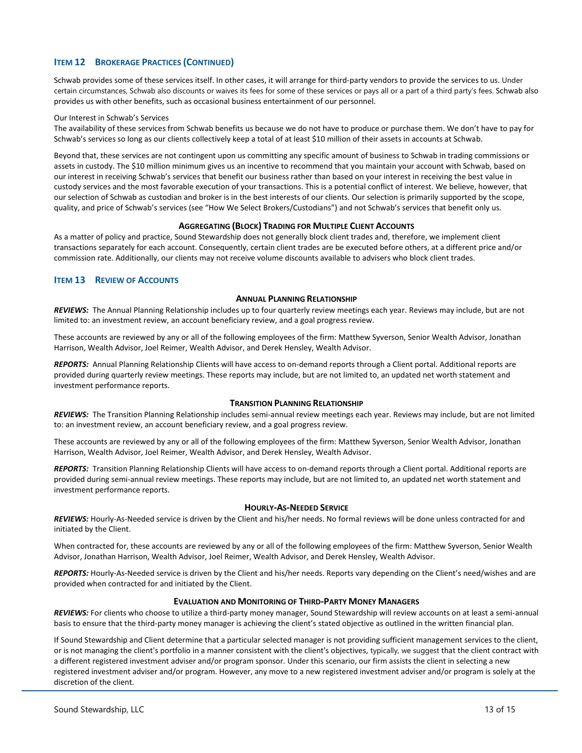## ITEM 12 BROKERAGE PRACTICES (CONTINUED)

Schwab provides some of these services itself. In other cases, it will arrange for third-party vendors to provide the services to us. Under certain circumstances, Schwab also discounts or waives its fees for some of these services or pays all or a part of a third party's fees. Schwab also provides us with other benefits, such as occasional business entertainment of our personnel.

Our Interest in Schwab's Services

The availability of these services from Schwab benefits us because we do not have to produce or purchase them. We don't have to pay for Schwab's services so long as our clients collectively keep a total of at least $10 million of their assets in accounts at Schwab.

Beyond that, these services are not contingent upon us committing any specific amount of business to Schwab in trading commissions or assets in custody. The $10 million minimum gives us an incentive to recommend that you maintain your account with Schwab, based on our interest in receiving Schwab's services that benefit our business rather than based on your interest in receiving the best value in custody services and the most favorable execution of your transactions. This is a potential conflict of interest. We believe, however, that our selection of Schwab as custodian and broker is in the best interests of our clients. Our selection is primarily supported by the scope, quality, and price of Schwab's services (see "How We Select Brokers/Custodians") and not Schwab's services that benefit only us.

### AGGREGATING (BLOCK) TRADING FOR MULTIPLE CLIENT ACCOUNTS

As a matter of policy and practice, Sound Stewardship does not generally block client trades and, therefore, we implement client transactions separately for each account. Consequently, certain client trades are be executed before others, at a different price and/or commission rate. Additionally, our clients may not receive volume discounts available to advisers who block client trades.

## ITEM 13 REVIEW OF ACCOUNTS

### ANNUAL PLANNING RELATIONSHIP

***REVIEWS:*** The Annual Planning Relationship includes up to four quarterly review meetings each year. Reviews may include, but are not limited to: an investment review, an account beneficiary review, and a goal progress review.

These accounts are reviewed by any or all of the following employees of the firm: Matthew Syverson, Senior Wealth Advisor, Jonathan Harrison, Wealth Advisor, Joel Reimer, Wealth Advisor, and Derek Hensley, Wealth Advisor.

***REPORTS:*** Annual Planning Relationship Clients will have access to on-demand reports through a Client portal. Additional reports are provided during quarterly review meetings. These reports may include, but are not limited to, an updated net worth statement and investment performance reports.

### TRANSITION PLANNING RELATIONSHIP

***REVIEWS:*** The Transition Planning Relationship includes semi-annual review meetings each year. Reviews may include, but are not limited to: an investment review, an account beneficiary review, and a goal progress review.

These accounts are reviewed by any or all of the following employees of the firm: Matthew Syverson, Senior Wealth Advisor, Jonathan Harrison, Wealth Advisor, Joel Reimer, Wealth Advisor, and Derek Hensley, Wealth Advisor.

***REPORTS:*** Transition Planning Relationship Clients will have access to on-demand reports through a Client portal. Additional reports are provided during semi-annual review meetings. These reports may include, but are not limited to, an updated net worth statement and investment performance reports.

### HOURLY-AS-NEEDED SERVICE

***REVIEWS:*** Hourly-As-Needed service is driven by the Client and his/her needs. No formal reviews will be done unless contracted for and initiated by the Client.

When contracted for, these accounts are reviewed by any or all of the following employees of the firm: Matthew Syverson, Senior Wealth Advisor, Jonathan Harrison, Wealth Advisor, Joel Reimer, Wealth Advisor, and Derek Hensley, Wealth Advisor.

***REPORTS:*** Hourly-As-Needed service is driven by the Client and his/her needs. Reports vary depending on the Client's need/wishes and are provided when contracted for and initiated by the Client.

### EVALUATION AND MONITORING OF THIRD-PARTY MONEY MANAGERS

***REVIEWS:*** For clients who choose to utilize a third-party money manager, Sound Stewardship will review accounts on at least a semi-annual basis to ensure that the third-party money manager is achieving the client's stated objective as outlined in the written financial plan.

If Sound Stewardship and Client determine that a particular selected manager is not providing sufficient management services to the client, or is not managing the client's portfolio in a manner consistent with the client's objectives, typically, we suggest that the client contract with a different registered investment adviser and/or program sponsor. Under this scenario, our firm assists the client in selecting a new registered investment adviser and/or program. However, any move to a new registered investment adviser and/or program is solely at the discretion of the client.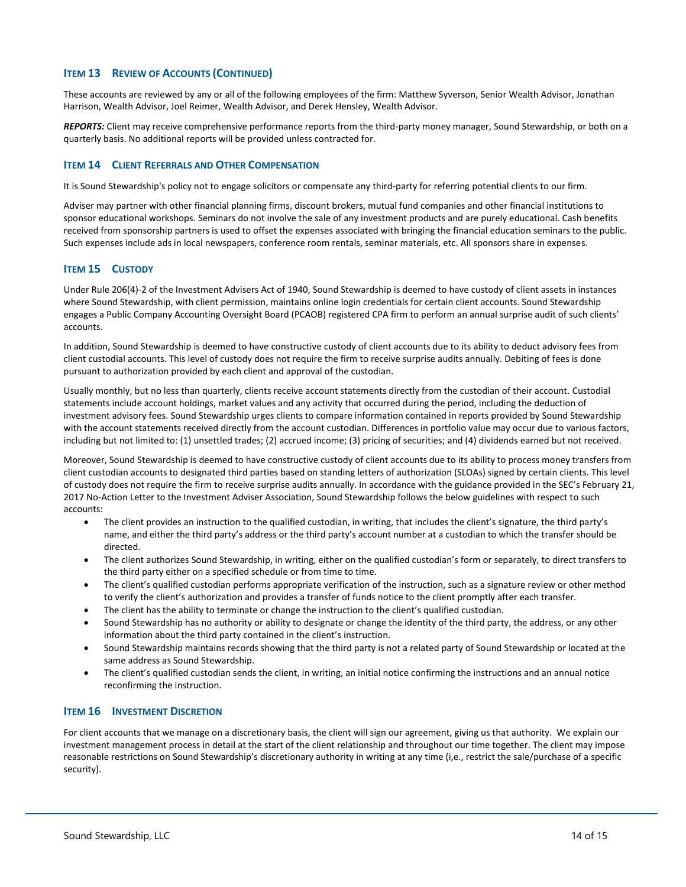## Item 13 Review of Accounts (Continued)

These accounts are reviewed by any or all of the following employees of the firm: Matthew Syverson, Senior Wealth Advisor, Jonathan Harrison, Wealth Advisor, Joel Reimer, Wealth Advisor, and Derek Hensley, Wealth Advisor.

***REPORTS:*** Client may receive comprehensive performance reports from the third-party money manager, Sound Stewardship, or both on a quarterly basis. No additional reports will be provided unless contracted for.

## Item 14 Client Referrals and Other Compensation

It is Sound Stewardship's policy not to engage solicitors or compensate any third-party for referring potential clients to our firm.

Adviser may partner with other financial planning firms, discount brokers, mutual fund companies and other financial institutions to sponsor educational workshops. Seminars do not involve the sale of any investment products and are purely educational. Cash benefits received from sponsorship partners is used to offset the expenses associated with bringing the financial education seminars to the public. Such expenses include ads in local newspapers, conference room rentals, seminar materials, etc. All sponsors share in expenses.

## Item 15 Custody

Under Rule 206(4)-2 of the Investment Advisers Act of 1940, Sound Stewardship is deemed to have custody of client assets in instances where Sound Stewardship, with client permission, maintains online login credentials for certain client accounts. Sound Stewardship engages a Public Company Accounting Oversight Board (PCAOB) registered CPA firm to perform an annual surprise audit of such clients' accounts.

In addition, Sound Stewardship is deemed to have constructive custody of client accounts due to its ability to deduct advisory fees from client custodial accounts. This level of custody does not require the firm to receive surprise audits annually. Debiting of fees is done pursuant to authorization provided by each client and approval of the custodian.

Usually monthly, but no less than quarterly, clients receive account statements directly from the custodian of their account. Custodial statements include account holdings, market values and any activity that occurred during the period, including the deduction of investment advisory fees. Sound Stewardship urges clients to compare information contained in reports provided by Sound Stewardship with the account statements received directly from the account custodian. Differences in portfolio value may occur due to various factors, including but not limited to: (1) unsettled trades; (2) accrued income; (3) pricing of securities; and (4) dividends earned but not received.

Moreover, Sound Stewardship is deemed to have constructive custody of client accounts due to its ability to process money transfers from client custodian accounts to designated third parties based on standing letters of authorization (SLOAs) signed by certain clients. This level of custody does not require the firm to receive surprise audits annually. In accordance with the guidance provided in the SEC's February 21, 2017 No-Action Letter to the Investment Adviser Association, Sound Stewardship follows the below guidelines with respect to such accounts:

- The client provides an instruction to the qualified custodian, in writing, that includes the client's signature, the third party's name, and either the third party's address or the third party's account number at a custodian to which the transfer should be directed.
- The client authorizes Sound Stewardship, in writing, either on the qualified custodian's form or separately, to direct transfers to the third party either on a specified schedule or from time to time.
- The client's qualified custodian performs appropriate verification of the instruction, such as a signature review or other method to verify the client's authorization and provides a transfer of funds notice to the client promptly after each transfer.
- The client has the ability to terminate or change the instruction to the client's qualified custodian.
- Sound Stewardship has no authority or ability to designate or change the identity of the third party, the address, or any other information about the third party contained in the client's instruction.
- Sound Stewardship maintains records showing that the third party is not a related party of Sound Stewardship or located at the same address as Sound Stewardship.
- The client's qualified custodian sends the client, in writing, an initial notice confirming the instructions and an annual notice reconfirming the instruction.

## Item 16 Investment Discretion

For client accounts that we manage on a discretionary basis, the client will sign our agreement, giving us that authority. We explain our investment management process in detail at the start of the client relationship and throughout our time together. The client may impose reasonable restrictions on Sound Stewardship's discretionary authority in writing at any time (i,e., restrict the sale/purchase of a specific security).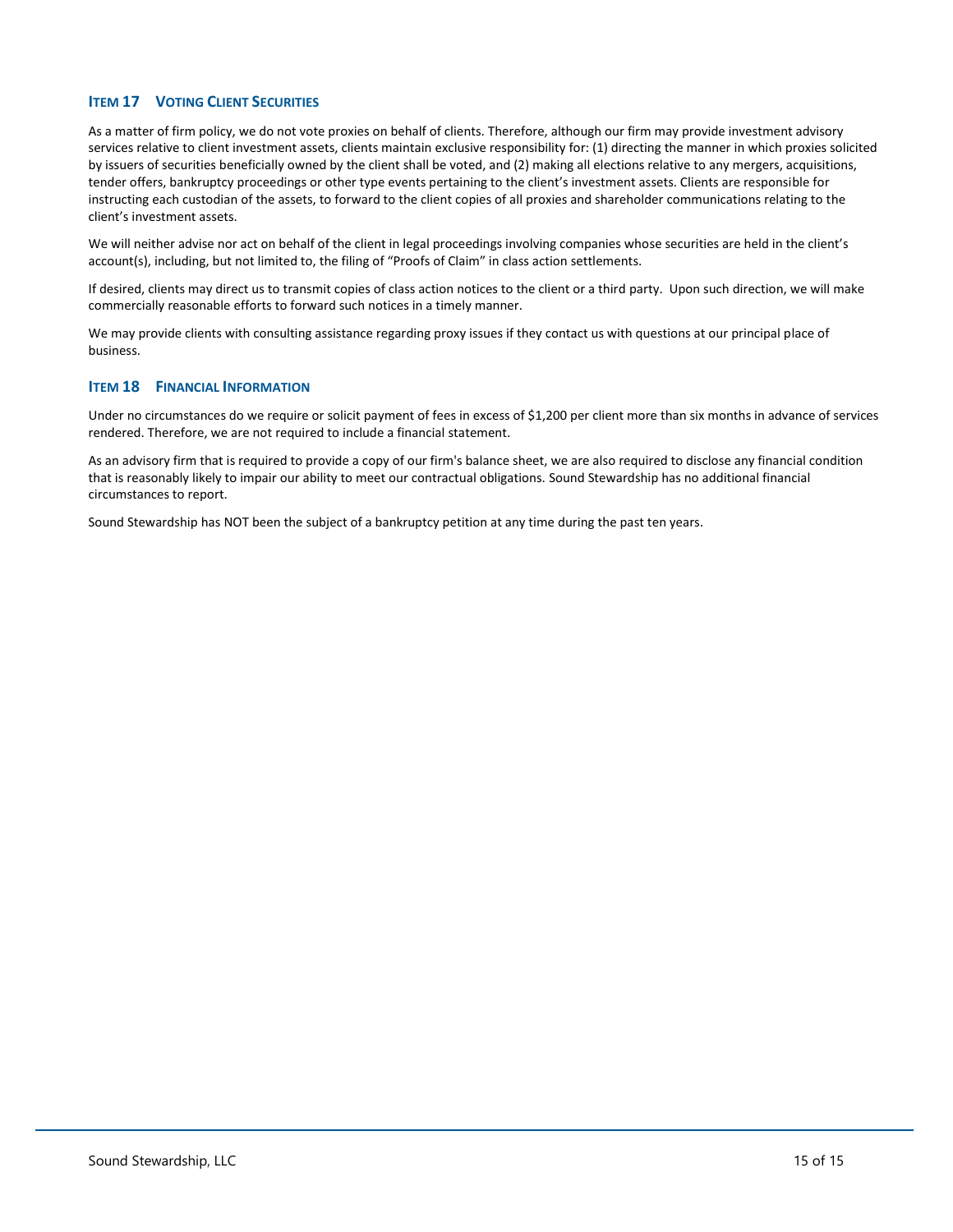## Item 17 Voting Client Securities

As a matter of firm policy, we do not vote proxies on behalf of clients. Therefore, although our firm may provide investment advisory services relative to client investment assets, clients maintain exclusive responsibility for: (1) directing the manner in which proxies solicited by issuers of securities beneficially owned by the client shall be voted, and (2) making all elections relative to any mergers, acquisitions, tender offers, bankruptcy proceedings or other type events pertaining to the client's investment assets. Clients are responsible for instructing each custodian of the assets, to forward to the client copies of all proxies and shareholder communications relating to the client's investment assets.

We will neither advise nor act on behalf of the client in legal proceedings involving companies whose securities are held in the client's account(s), including, but not limited to, the filing of "Proofs of Claim" in class action settlements.

If desired, clients may direct us to transmit copies of class action notices to the client or a third party. Upon such direction, we will make commercially reasonable efforts to forward such notices in a timely manner.

We may provide clients with consulting assistance regarding proxy issues if they contact us with questions at our principal place of business.

## Item 18 Financial Information

Under no circumstances do we require or solicit payment of fees in excess of $1,200 per client more than six months in advance of services rendered. Therefore, we are not required to include a financial statement.

As an advisory firm that is required to provide a copy of our firm's balance sheet, we are also required to disclose any financial condition that is reasonably likely to impair our ability to meet our contractual obligations. Sound Stewardship has no additional financial circumstances to report.

Sound Stewardship has NOT been the subject of a bankruptcy petition at any time during the past ten years.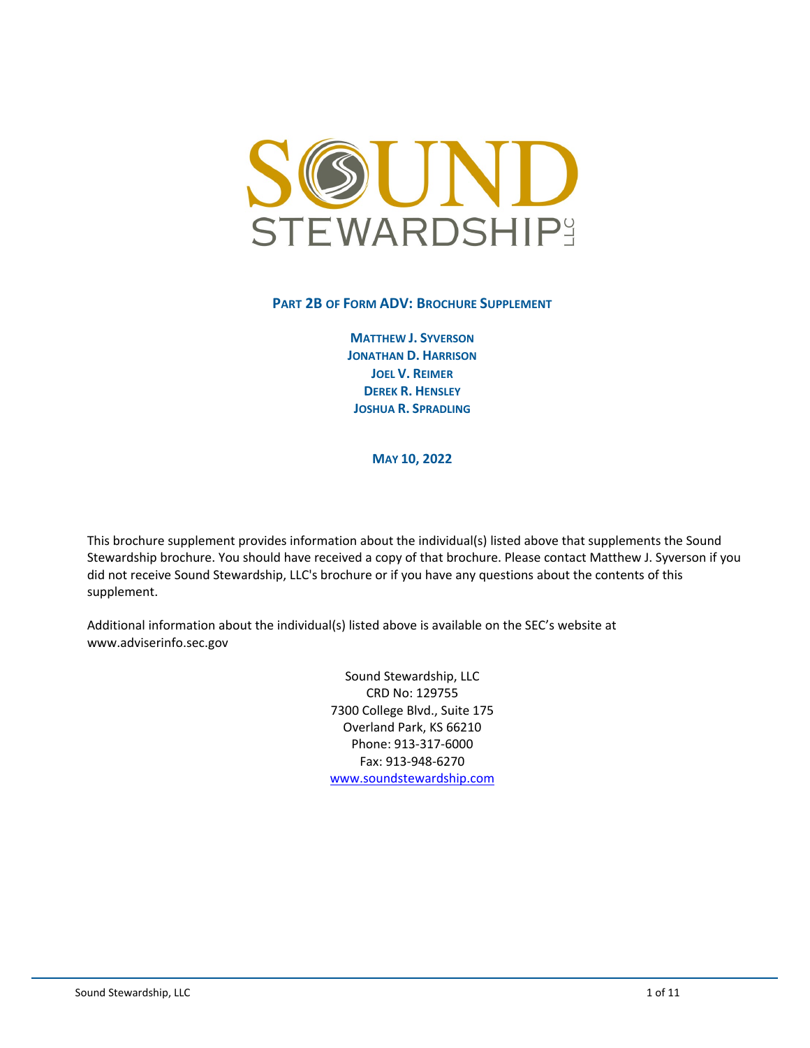# SOUND STEWARDSHIP LLC

## PART 2B OF FORM ADV: BROCHURE SUPPLEMENT

**MATTHEW J. SYVERSON**
**JONATHAN D. HARRISON**
**JOEL V. REIMER**
**DEREK R. HENSLEY**
**JOSHUA R. SPRADLING**

**MAY 10, 2022**

This brochure supplement provides information about the individual(s) listed above that supplements the Sound Stewardship brochure. You should have received a copy of that brochure. Please contact Matthew J. Syverson if you did not receive Sound Stewardship, LLC's brochure or if you have any questions about the contents of this supplement.

Additional information about the individual(s) listed above is available on the SEC's website at www.adviserinfo.sec.gov

Sound Stewardship, LLC
CRD No: 129755
7300 College Blvd., Suite 175
Overland Park, KS 66210
Phone: 913-317-6000
Fax: 913-948-6270
www.soundstewardship.com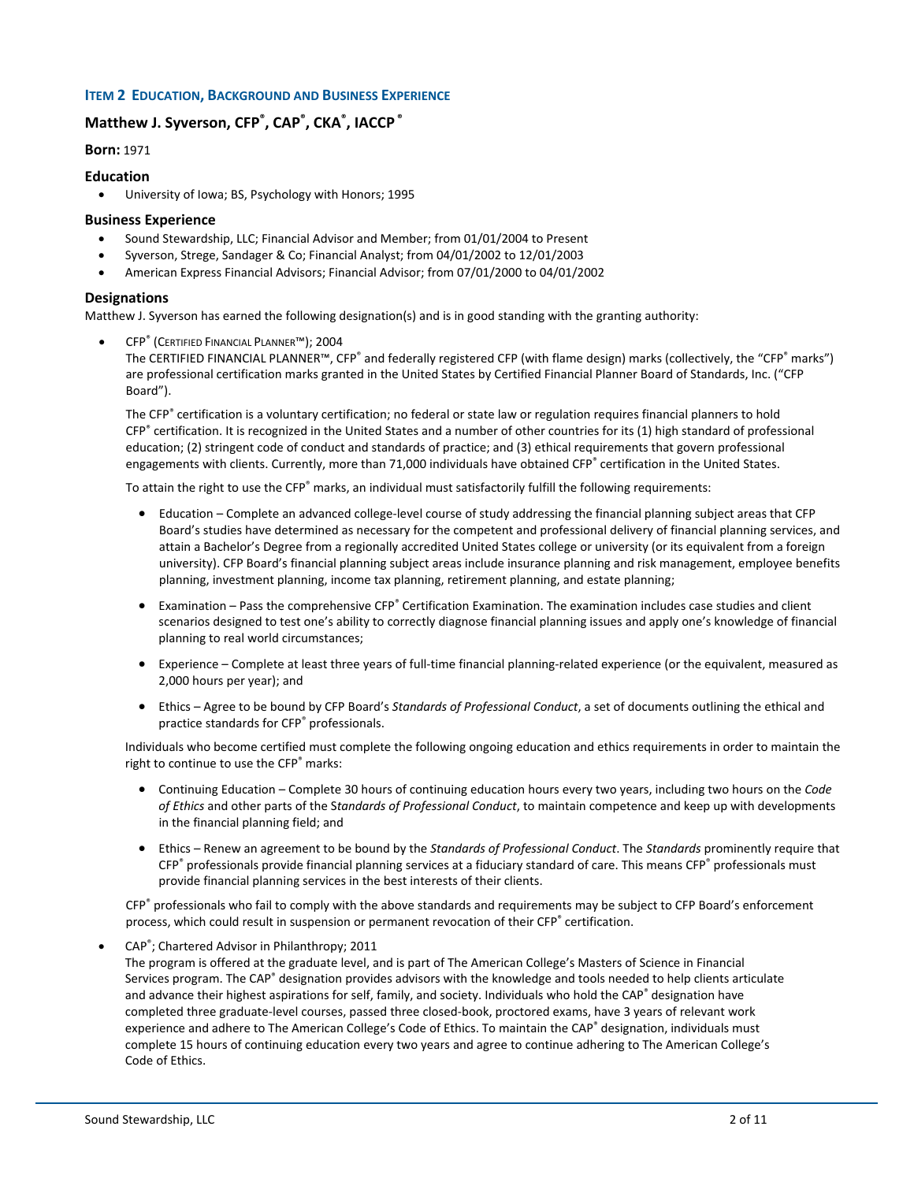## Item 2 Education, Background and Business Experience

### Matthew J. Syverson, CFP®, CAP®, CKA®, IACCP®

**Born:** 1971

### Education

- University of Iowa; BS, Psychology with Honors; 1995

### Business Experience

- Sound Stewardship, LLC; Financial Advisor and Member; from 01/01/2004 to Present
- Syverson, Strege, Sandager & Co; Financial Analyst; from 04/01/2002 to 12/01/2003
- American Express Financial Advisors; Financial Advisor; from 07/01/2000 to 04/01/2002

### Designations

Matthew J. Syverson has earned the following designation(s) and is in good standing with the granting authority:

- CFP® (Certified Financial Planner™); 2004

  The CERTIFIED FINANCIAL PLANNER™, CFP® and federally registered CFP (with flame design) marks (collectively, the "CFP® marks") are professional certification marks granted in the United States by Certified Financial Planner Board of Standards, Inc. ("CFP Board").

  The CFP® certification is a voluntary certification; no federal or state law or regulation requires financial planners to hold CFP® certification. It is recognized in the United States and a number of other countries for its (1) high standard of professional education; (2) stringent code of conduct and standards of practice; and (3) ethical requirements that govern professional engagements with clients. Currently, more than 71,000 individuals have obtained CFP® certification in the United States.

  To attain the right to use the CFP® marks, an individual must satisfactorily fulfill the following requirements:

  - Education – Complete an advanced college-level course of study addressing the financial planning subject areas that CFP Board's studies have determined as necessary for the competent and professional delivery of financial planning services, and attain a Bachelor's Degree from a regionally accredited United States college or university (or its equivalent from a foreign university). CFP Board's financial planning subject areas include insurance planning and risk management, employee benefits planning, investment planning, income tax planning, retirement planning, and estate planning;

  - Examination – Pass the comprehensive CFP® Certification Examination. The examination includes case studies and client scenarios designed to test one's ability to correctly diagnose financial planning issues and apply one's knowledge of financial planning to real world circumstances;

  - Experience – Complete at least three years of full-time financial planning-related experience (or the equivalent, measured as 2,000 hours per year); and

  - Ethics – Agree to be bound by CFP Board's *Standards of Professional Conduct*, a set of documents outlining the ethical and practice standards for CFP® professionals.

  Individuals who become certified must complete the following ongoing education and ethics requirements in order to maintain the right to continue to use the CFP® marks:

  - Continuing Education – Complete 30 hours of continuing education hours every two years, including two hours on the *Code of Ethics* and other parts of the S*tandards of Professional Conduct*, to maintain competence and keep up with developments in the financial planning field; and

  - Ethics – Renew an agreement to be bound by the *Standards of Professional Conduct*. The *Standards* prominently require that CFP® professionals provide financial planning services at a fiduciary standard of care. This means CFP® professionals must provide financial planning services in the best interests of their clients.

  CFP® professionals who fail to comply with the above standards and requirements may be subject to CFP Board's enforcement process, which could result in suspension or permanent revocation of their CFP® certification.

- CAP®; Chartered Advisor in Philanthropy; 2011

  The program is offered at the graduate level, and is part of The American College's Masters of Science in Financial Services program. The CAP® designation provides advisors with the knowledge and tools needed to help clients articulate and advance their highest aspirations for self, family, and society. Individuals who hold the CAP® designation have completed three graduate-level courses, passed three closed-book, proctored exams, have 3 years of relevant work experience and adhere to The American College's Code of Ethics. To maintain the CAP® designation, individuals must complete 15 hours of continuing education every two years and agree to continue adhering to The American College's Code of Ethics.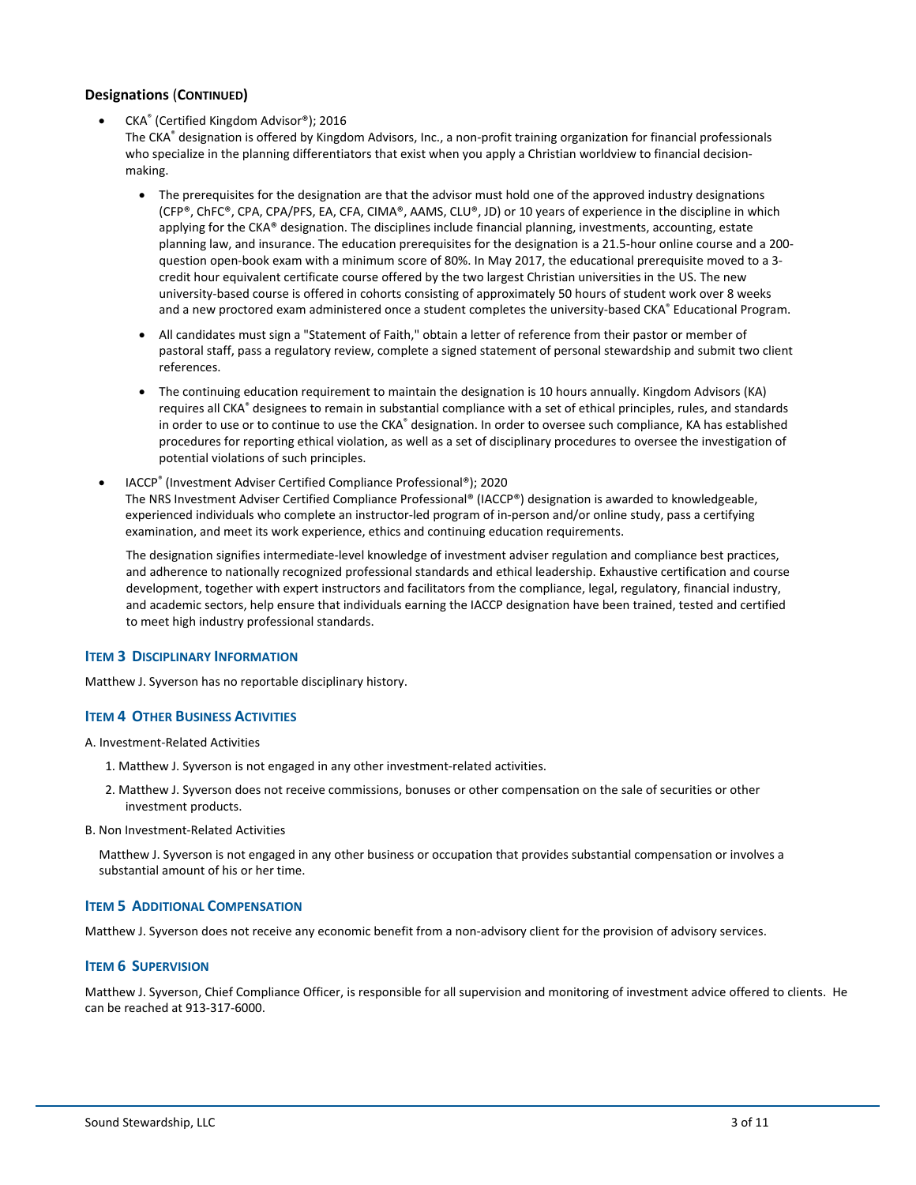### Designations (Continued)

- CKA® (Certified Kingdom Advisor®); 2016
  The CKA® designation is offered by Kingdom Advisors, Inc., a non-profit training organization for financial professionals who specialize in the planning differentiators that exist when you apply a Christian worldview to financial decision-making.

  - The prerequisites for the designation are that the advisor must hold one of the approved industry designations (CFP®, ChFC®, CPA, CPA/PFS, EA, CFA, CIMA®, AAMS, CLU®, JD) or 10 years of experience in the discipline in which applying for the CKA® designation. The disciplines include financial planning, investments, accounting, estate planning law, and insurance. The education prerequisites for the designation is a 21.5-hour online course and a 200-question open-book exam with a minimum score of 80%. In May 2017, the educational prerequisite moved to a 3-credit hour equivalent certificate course offered by the two largest Christian universities in the US. The new university-based course is offered in cohorts consisting of approximately 50 hours of student work over 8 weeks and a new proctored exam administered once a student completes the university-based CKA® Educational Program.

  - All candidates must sign a "Statement of Faith," obtain a letter of reference from their pastor or member of pastoral staff, pass a regulatory review, complete a signed statement of personal stewardship and submit two client references.

  - The continuing education requirement to maintain the designation is 10 hours annually. Kingdom Advisors (KA) requires all CKA® designees to remain in substantial compliance with a set of ethical principles, rules, and standards in order to use or to continue to use the CKA® designation. In order to oversee such compliance, KA has established procedures for reporting ethical violation, as well as a set of disciplinary procedures to oversee the investigation of potential violations of such principles.

- IACCP® (Investment Adviser Certified Compliance Professional®); 2020
  The NRS Investment Adviser Certified Compliance Professional® (IACCP®) designation is awarded to knowledgeable, experienced individuals who complete an instructor-led program of in-person and/or online study, pass a certifying examination, and meet its work experience, ethics and continuing education requirements.

  The designation signifies intermediate-level knowledge of investment adviser regulation and compliance best practices, and adherence to nationally recognized professional standards and ethical leadership. Exhaustive certification and course development, together with expert instructors and facilitators from the compliance, legal, regulatory, financial industry, and academic sectors, help ensure that individuals earning the IACCP designation have been trained, tested and certified to meet high industry professional standards.

## Item 3 Disciplinary Information

Matthew J. Syverson has no reportable disciplinary history.

## Item 4 Other Business Activities

A. Investment-Related Activities

1. Matthew J. Syverson is not engaged in any other investment-related activities.
2. Matthew J. Syverson does not receive commissions, bonuses or other compensation on the sale of securities or other investment products.

B. Non Investment-Related Activities

Matthew J. Syverson is not engaged in any other business or occupation that provides substantial compensation or involves a substantial amount of his or her time.

## Item 5 Additional Compensation

Matthew J. Syverson does not receive any economic benefit from a non-advisory client for the provision of advisory services.

## Item 6 Supervision

Matthew J. Syverson, Chief Compliance Officer, is responsible for all supervision and monitoring of investment advice offered to clients. He can be reached at 913-317-6000.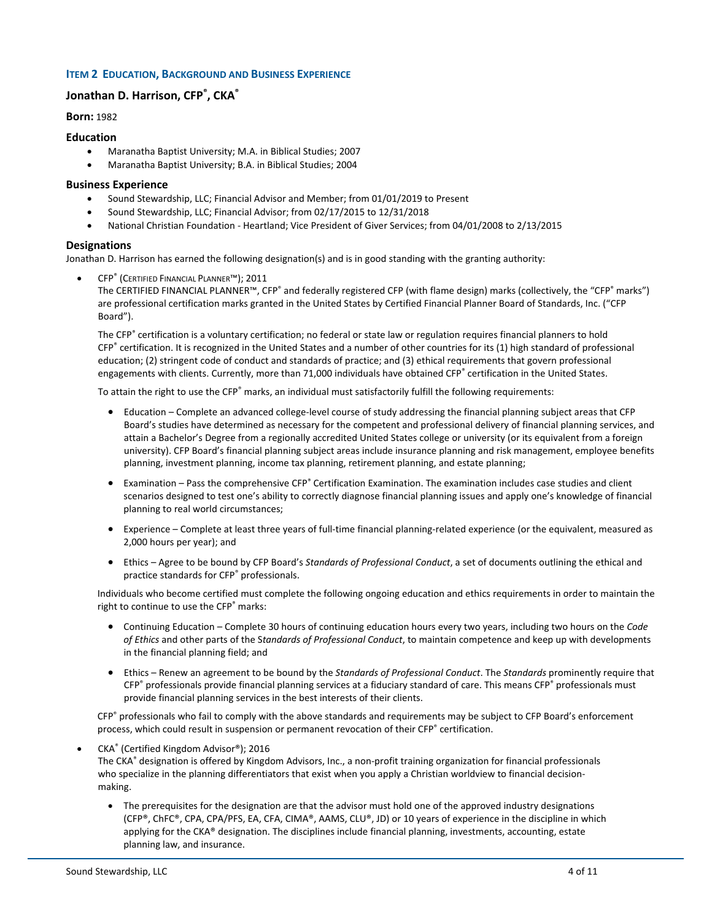## Item 2 Education, Background and Business Experience

### Jonathan D. Harrison, CFP®, CKA®

**Born:** 1982

#### Education

- Maranatha Baptist University; M.A. in Biblical Studies; 2007
- Maranatha Baptist University; B.A. in Biblical Studies; 2004

#### Business Experience

- Sound Stewardship, LLC; Financial Advisor and Member; from 01/01/2019 to Present
- Sound Stewardship, LLC; Financial Advisor; from 02/17/2015 to 12/31/2018
- National Christian Foundation - Heartland; Vice President of Giver Services; from 04/01/2008 to 2/13/2015

#### Designations

Jonathan D. Harrison has earned the following designation(s) and is in good standing with the granting authority:

- CFP® (Certified Financial Planner™); 2011

  The CERTIFIED FINANCIAL PLANNER™, CFP® and federally registered CFP (with flame design) marks (collectively, the "CFP® marks") are professional certification marks granted in the United States by Certified Financial Planner Board of Standards, Inc. ("CFP Board").

  The CFP® certification is a voluntary certification; no federal or state law or regulation requires financial planners to hold CFP® certification. It is recognized in the United States and a number of other countries for its (1) high standard of professional education; (2) stringent code of conduct and standards of practice; and (3) ethical requirements that govern professional engagements with clients. Currently, more than 71,000 individuals have obtained CFP® certification in the United States.

  To attain the right to use the CFP® marks, an individual must satisfactorily fulfill the following requirements:

  - Education – Complete an advanced college-level course of study addressing the financial planning subject areas that CFP Board's studies have determined as necessary for the competent and professional delivery of financial planning services, and attain a Bachelor's Degree from a regionally accredited United States college or university (or its equivalent from a foreign university). CFP Board's financial planning subject areas include insurance planning and risk management, employee benefits planning, investment planning, income tax planning, retirement planning, and estate planning;

  - Examination – Pass the comprehensive CFP® Certification Examination. The examination includes case studies and client scenarios designed to test one's ability to correctly diagnose financial planning issues and apply one's knowledge of financial planning to real world circumstances;

  - Experience – Complete at least three years of full-time financial planning-related experience (or the equivalent, measured as 2,000 hours per year); and

  - Ethics – Agree to be bound by CFP Board's *Standards of Professional Conduct*, a set of documents outlining the ethical and practice standards for CFP® professionals.

  Individuals who become certified must complete the following ongoing education and ethics requirements in order to maintain the right to continue to use the CFP® marks:

  - Continuing Education – Complete 30 hours of continuing education hours every two years, including two hours on the *Code of Ethics* and other parts of the S*tandards of Professional Conduct*, to maintain competence and keep up with developments in the financial planning field; and

  - Ethics – Renew an agreement to be bound by the *Standards of Professional Conduct*. The *Standards* prominently require that CFP® professionals provide financial planning services at a fiduciary standard of care. This means CFP® professionals must provide financial planning services in the best interests of their clients.

  CFP® professionals who fail to comply with the above standards and requirements may be subject to CFP Board's enforcement process, which could result in suspension or permanent revocation of their CFP® certification.

- CKA® (Certified Kingdom Advisor®); 2016

  The CKA® designation is offered by Kingdom Advisors, Inc., a non-profit training organization for financial professionals who specialize in the planning differentiators that exist when you apply a Christian worldview to financial decision-making.

  - The prerequisites for the designation are that the advisor must hold one of the approved industry designations (CFP®, ChFC®, CPA, CPA/PFS, EA, CFA, CIMA®, AAMS, CLU®, JD) or 10 years of experience in the discipline in which applying for the CKA® designation. The disciplines include financial planning, investments, accounting, estate planning law, and insurance.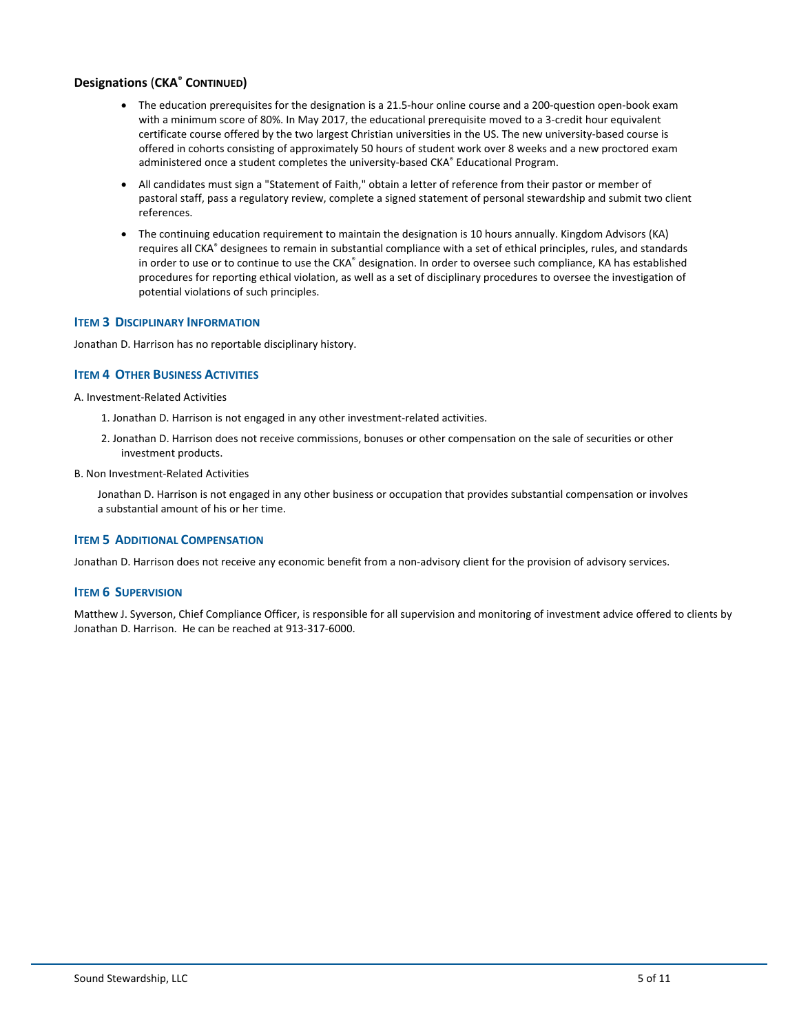### Designations (CKA® CONTINUED)

- The education prerequisites for the designation is a 21.5-hour online course and a 200-question open-book exam with a minimum score of 80%. In May 2017, the educational prerequisite moved to a 3-credit hour equivalent certificate course offered by the two largest Christian universities in the US. The new university-based course is offered in cohorts consisting of approximately 50 hours of student work over 8 weeks and a new proctored exam administered once a student completes the university-based CKA® Educational Program.
- All candidates must sign a "Statement of Faith," obtain a letter of reference from their pastor or member of pastoral staff, pass a regulatory review, complete a signed statement of personal stewardship and submit two client references.
- The continuing education requirement to maintain the designation is 10 hours annually. Kingdom Advisors (KA) requires all CKA® designees to remain in substantial compliance with a set of ethical principles, rules, and standards in order to use or to continue to use the CKA® designation. In order to oversee such compliance, KA has established procedures for reporting ethical violation, as well as a set of disciplinary procedures to oversee the investigation of potential violations of such principles.

## ITEM 3 DISCIPLINARY INFORMATION

Jonathan D. Harrison has no reportable disciplinary history.

## ITEM 4 OTHER BUSINESS ACTIVITIES

A. Investment-Related Activities

1. Jonathan D. Harrison is not engaged in any other investment-related activities.
2. Jonathan D. Harrison does not receive commissions, bonuses or other compensation on the sale of securities or other investment products.

B. Non Investment-Related Activities

Jonathan D. Harrison is not engaged in any other business or occupation that provides substantial compensation or involves a substantial amount of his or her time.

## ITEM 5 ADDITIONAL COMPENSATION

Jonathan D. Harrison does not receive any economic benefit from a non-advisory client for the provision of advisory services.

## ITEM 6 SUPERVISION

Matthew J. Syverson, Chief Compliance Officer, is responsible for all supervision and monitoring of investment advice offered to clients by Jonathan D. Harrison. He can be reached at 913-317-6000.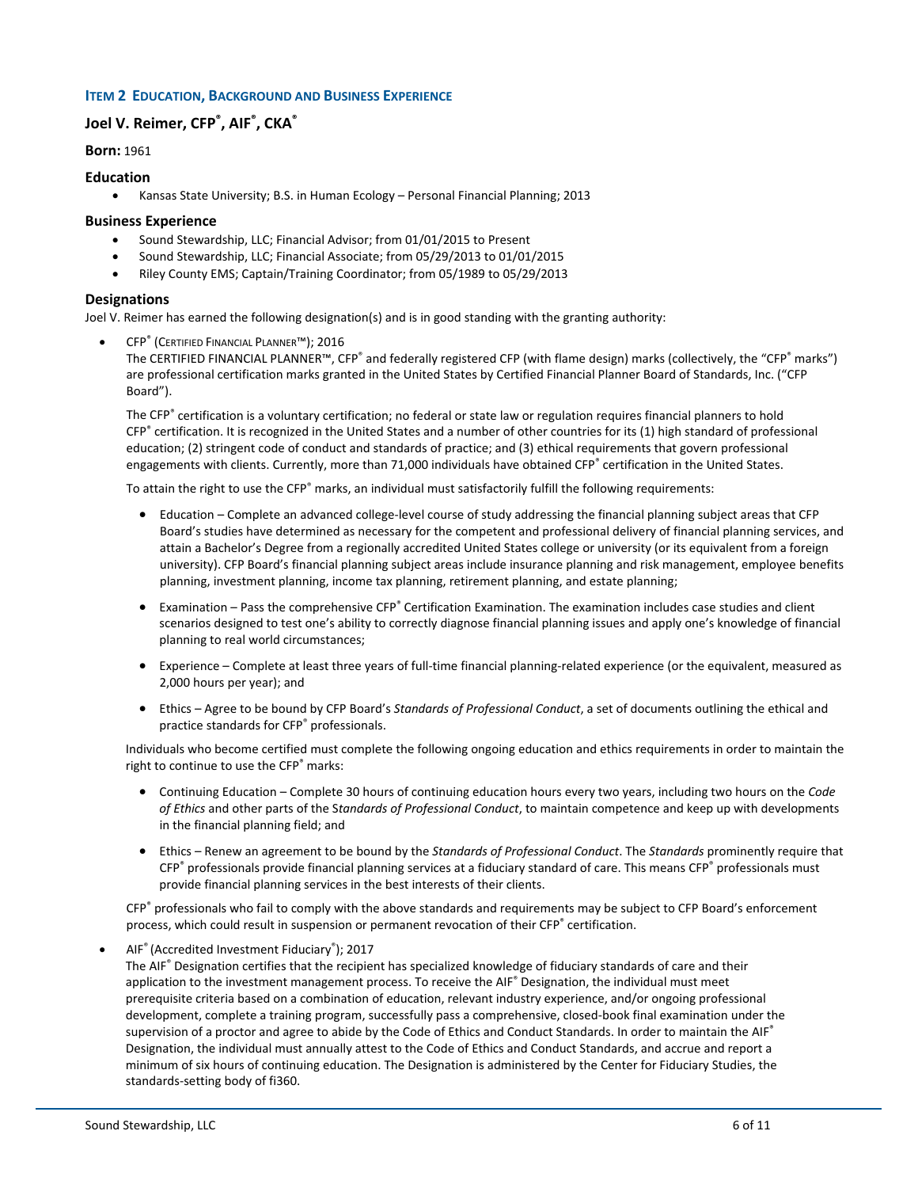## ITEM 2 EDUCATION, BACKGROUND AND BUSINESS EXPERIENCE

### Joel V. Reimer, CFP®, AIF®, CKA®

**Born:** 1961

#### Education

- Kansas State University; B.S. in Human Ecology – Personal Financial Planning; 2013

#### Business Experience

- Sound Stewardship, LLC; Financial Advisor; from 01/01/2015 to Present
- Sound Stewardship, LLC; Financial Associate; from 05/29/2013 to 01/01/2015
- Riley County EMS; Captain/Training Coordinator; from 05/1989 to 05/29/2013

#### Designations

Joel V. Reimer has earned the following designation(s) and is in good standing with the granting authority:

- CFP® (CERTIFIED FINANCIAL PLANNER™); 2016
  The CERTIFIED FINANCIAL PLANNER™, CFP® and federally registered CFP (with flame design) marks (collectively, the "CFP® marks") are professional certification marks granted in the United States by Certified Financial Planner Board of Standards, Inc. ("CFP Board").

  The CFP® certification is a voluntary certification; no federal or state law or regulation requires financial planners to hold CFP® certification. It is recognized in the United States and a number of other countries for its (1) high standard of professional education; (2) stringent code of conduct and standards of practice; and (3) ethical requirements that govern professional engagements with clients. Currently, more than 71,000 individuals have obtained CFP® certification in the United States.

  To attain the right to use the CFP® marks, an individual must satisfactorily fulfill the following requirements:

  - Education – Complete an advanced college-level course of study addressing the financial planning subject areas that CFP Board's studies have determined as necessary for the competent and professional delivery of financial planning services, and attain a Bachelor's Degree from a regionally accredited United States college or university (or its equivalent from a foreign university). CFP Board's financial planning subject areas include insurance planning and risk management, employee benefits planning, investment planning, income tax planning, retirement planning, and estate planning;

  - Examination – Pass the comprehensive CFP® Certification Examination. The examination includes case studies and client scenarios designed to test one's ability to correctly diagnose financial planning issues and apply one's knowledge of financial planning to real world circumstances;

  - Experience – Complete at least three years of full-time financial planning-related experience (or the equivalent, measured as 2,000 hours per year); and

  - Ethics – Agree to be bound by CFP Board's *Standards of Professional Conduct*, a set of documents outlining the ethical and practice standards for CFP® professionals.

  Individuals who become certified must complete the following ongoing education and ethics requirements in order to maintain the right to continue to use the CFP® marks:

  - Continuing Education – Complete 30 hours of continuing education hours every two years, including two hours on the *Code of Ethics* and other parts of the S*tandards of Professional Conduct*, to maintain competence and keep up with developments in the financial planning field; and

  - Ethics – Renew an agreement to be bound by the *Standards of Professional Conduct*. The *Standards* prominently require that CFP® professionals provide financial planning services at a fiduciary standard of care. This means CFP® professionals must provide financial planning services in the best interests of their clients.

  CFP® professionals who fail to comply with the above standards and requirements may be subject to CFP Board's enforcement process, which could result in suspension or permanent revocation of their CFP® certification.

- AIF® (Accredited Investment Fiduciary®); 2017
  The AIF® Designation certifies that the recipient has specialized knowledge of fiduciary standards of care and their application to the investment management process. To receive the AIF® Designation, the individual must meet prerequisite criteria based on a combination of education, relevant industry experience, and/or ongoing professional development, complete a training program, successfully pass a comprehensive, closed-book final examination under the supervision of a proctor and agree to abide by the Code of Ethics and Conduct Standards. In order to maintain the AIF® Designation, the individual must annually attest to the Code of Ethics and Conduct Standards, and accrue and report a minimum of six hours of continuing education. The Designation is administered by the Center for Fiduciary Studies, the standards-setting body of fi360.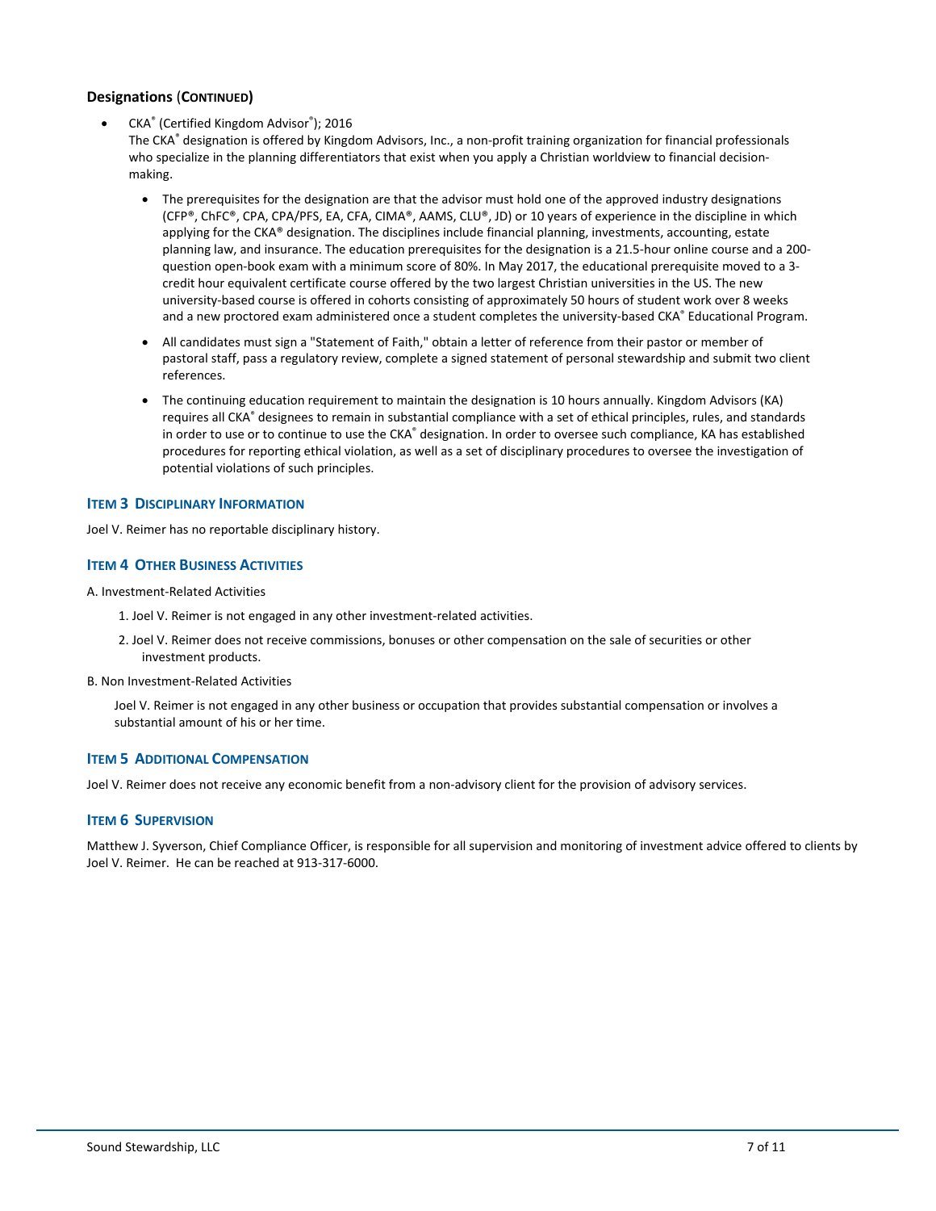### Designations (Continued)

- CKA® (Certified Kingdom Advisor®); 2016

  The CKA® designation is offered by Kingdom Advisors, Inc., a non-profit training organization for financial professionals who specialize in the planning differentiators that exist when you apply a Christian worldview to financial decision-making.

  - The prerequisites for the designation are that the advisor must hold one of the approved industry designations (CFP®, ChFC®, CPA, CPA/PFS, EA, CFA, CIMA®, AAMS, CLU®, JD) or 10 years of experience in the discipline in which applying for the CKA® designation. The disciplines include financial planning, investments, accounting, estate planning law, and insurance. The education prerequisites for the designation is a 21.5-hour online course and a 200-question open-book exam with a minimum score of 80%. In May 2017, the educational prerequisite moved to a 3-credit hour equivalent certificate course offered by the two largest Christian universities in the US. The new university-based course is offered in cohorts consisting of approximately 50 hours of student work over 8 weeks and a new proctored exam administered once a student completes the university-based CKA® Educational Program.
  - All candidates must sign a "Statement of Faith," obtain a letter of reference from their pastor or member of pastoral staff, pass a regulatory review, complete a signed statement of personal stewardship and submit two client references.
  - The continuing education requirement to maintain the designation is 10 hours annually. Kingdom Advisors (KA) requires all CKA® designees to remain in substantial compliance with a set of ethical principles, rules, and standards in order to use or to continue to use the CKA® designation. In order to oversee such compliance, KA has established procedures for reporting ethical violation, as well as a set of disciplinary procedures to oversee the investigation of potential violations of such principles.

## Item 3 Disciplinary Information

Joel V. Reimer has no reportable disciplinary history.

## Item 4 Other Business Activities

A. Investment-Related Activities

1. Joel V. Reimer is not engaged in any other investment-related activities.
2. Joel V. Reimer does not receive commissions, bonuses or other compensation on the sale of securities or other investment products.

B. Non Investment-Related Activities

Joel V. Reimer is not engaged in any other business or occupation that provides substantial compensation or involves a substantial amount of his or her time.

## Item 5 Additional Compensation

Joel V. Reimer does not receive any economic benefit from a non-advisory client for the provision of advisory services.

## Item 6 Supervision

Matthew J. Syverson, Chief Compliance Officer, is responsible for all supervision and monitoring of investment advice offered to clients by Joel V. Reimer. He can be reached at 913-317-6000.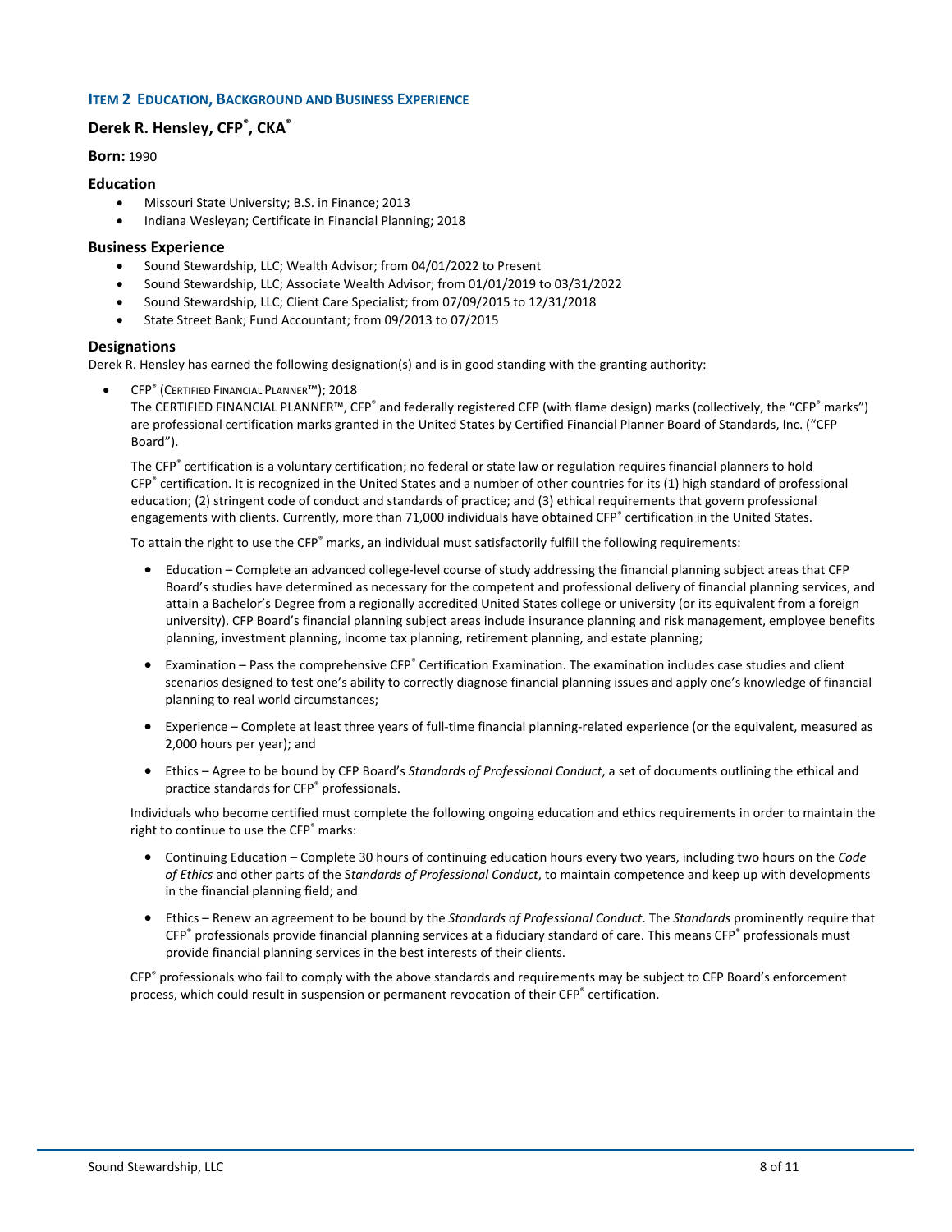## ITEM 2 EDUCATION, BACKGROUND AND BUSINESS EXPERIENCE

### Derek R. Hensley, CFP®, CKA®

**Born:** 1990

#### Education

- Missouri State University; B.S. in Finance; 2013
- Indiana Wesleyan; Certificate in Financial Planning; 2018

#### Business Experience

- Sound Stewardship, LLC; Wealth Advisor; from 04/01/2022 to Present
- Sound Stewardship, LLC; Associate Wealth Advisor; from 01/01/2019 to 03/31/2022
- Sound Stewardship, LLC; Client Care Specialist; from 07/09/2015 to 12/31/2018
- State Street Bank; Fund Accountant; from 09/2013 to 07/2015

#### Designations

Derek R. Hensley has earned the following designation(s) and is in good standing with the granting authority:

- CFP® (CERTIFIED FINANCIAL PLANNER™); 2018

  The CERTIFIED FINANCIAL PLANNER™, CFP® and federally registered CFP (with flame design) marks (collectively, the "CFP® marks") are professional certification marks granted in the United States by Certified Financial Planner Board of Standards, Inc. ("CFP Board").

  The CFP® certification is a voluntary certification; no federal or state law or regulation requires financial planners to hold CFP® certification. It is recognized in the United States and a number of other countries for its (1) high standard of professional education; (2) stringent code of conduct and standards of practice; and (3) ethical requirements that govern professional engagements with clients. Currently, more than 71,000 individuals have obtained CFP® certification in the United States.

  To attain the right to use the CFP® marks, an individual must satisfactorily fulfill the following requirements:

  - Education – Complete an advanced college-level course of study addressing the financial planning subject areas that CFP Board's studies have determined as necessary for the competent and professional delivery of financial planning services, and attain a Bachelor's Degree from a regionally accredited United States college or university (or its equivalent from a foreign university). CFP Board's financial planning subject areas include insurance planning and risk management, employee benefits planning, investment planning, income tax planning, retirement planning, and estate planning;

  - Examination – Pass the comprehensive CFP® Certification Examination. The examination includes case studies and client scenarios designed to test one's ability to correctly diagnose financial planning issues and apply one's knowledge of financial planning to real world circumstances;

  - Experience – Complete at least three years of full-time financial planning-related experience (or the equivalent, measured as 2,000 hours per year); and

  - Ethics – Agree to be bound by CFP Board's *Standards of Professional Conduct*, a set of documents outlining the ethical and practice standards for CFP® professionals.

  Individuals who become certified must complete the following ongoing education and ethics requirements in order to maintain the right to continue to use the CFP® marks:

  - Continuing Education – Complete 30 hours of continuing education hours every two years, including two hours on the *Code of Ethics* and other parts of the S*tandards of Professional Conduct*, to maintain competence and keep up with developments in the financial planning field; and

  - Ethics – Renew an agreement to be bound by the *Standards of Professional Conduct*. The *Standards* prominently require that CFP® professionals provide financial planning services at a fiduciary standard of care. This means CFP® professionals must provide financial planning services in the best interests of their clients.

  CFP® professionals who fail to comply with the above standards and requirements may be subject to CFP Board's enforcement process, which could result in suspension or permanent revocation of their CFP® certification.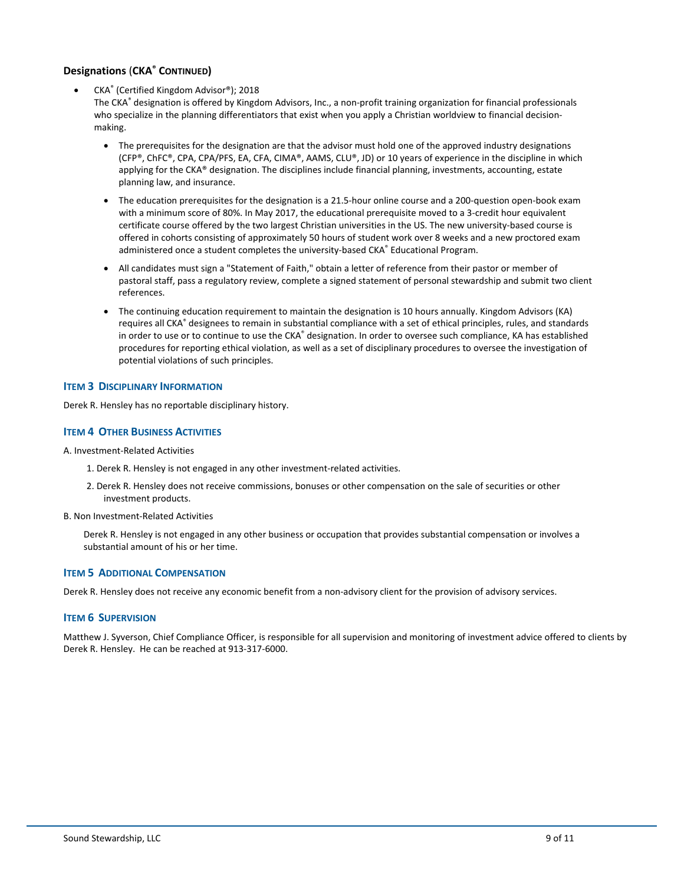### Designations (CKA® Continued)

- CKA® (Certified Kingdom Advisor®); 2018
  The CKA® designation is offered by Kingdom Advisors, Inc., a non-profit training organization for financial professionals who specialize in the planning differentiators that exist when you apply a Christian worldview to financial decision-making.
  - The prerequisites for the designation are that the advisor must hold one of the approved industry designations (CFP®, ChFC®, CPA, CPA/PFS, EA, CFA, CIMA®, AAMS, CLU®, JD) or 10 years of experience in the discipline in which applying for the CKA® designation. The disciplines include financial planning, investments, accounting, estate planning law, and insurance.
  - The education prerequisites for the designation is a 21.5-hour online course and a 200-question open-book exam with a minimum score of 80%. In May 2017, the educational prerequisite moved to a 3-credit hour equivalent certificate course offered by the two largest Christian universities in the US. The new university-based course is offered in cohorts consisting of approximately 50 hours of student work over 8 weeks and a new proctored exam administered once a student completes the university-based CKA® Educational Program.
  - All candidates must sign a "Statement of Faith," obtain a letter of reference from their pastor or member of pastoral staff, pass a regulatory review, complete a signed statement of personal stewardship and submit two client references.
  - The continuing education requirement to maintain the designation is 10 hours annually. Kingdom Advisors (KA) requires all CKA® designees to remain in substantial compliance with a set of ethical principles, rules, and standards in order to use or to continue to use the CKA® designation. In order to oversee such compliance, KA has established procedures for reporting ethical violation, as well as a set of disciplinary procedures to oversee the investigation of potential violations of such principles.

## Item 3 Disciplinary Information

Derek R. Hensley has no reportable disciplinary history.

## Item 4 Other Business Activities

A. Investment-Related Activities

1. Derek R. Hensley is not engaged in any other investment-related activities.
2. Derek R. Hensley does not receive commissions, bonuses or other compensation on the sale of securities or other investment products.

B. Non Investment-Related Activities

Derek R. Hensley is not engaged in any other business or occupation that provides substantial compensation or involves a substantial amount of his or her time.

## Item 5 Additional Compensation

Derek R. Hensley does not receive any economic benefit from a non-advisory client for the provision of advisory services.

## Item 6 Supervision

Matthew J. Syverson, Chief Compliance Officer, is responsible for all supervision and monitoring of investment advice offered to clients by Derek R. Hensley. He can be reached at 913-317-6000.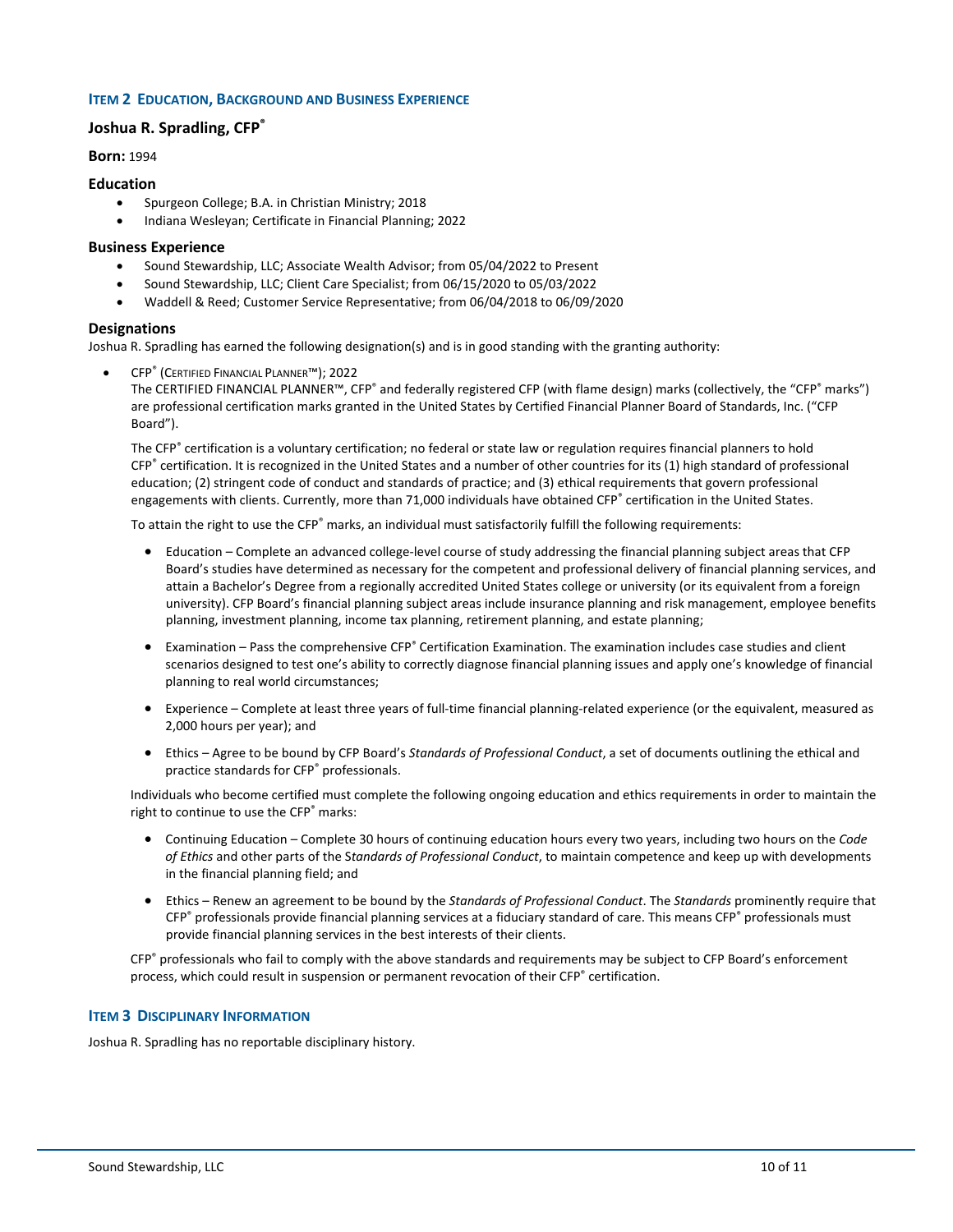## Item 2 Education, Background and Business Experience

### Joshua R. Spradling, CFP®

**Born:** 1994

### Education

- Spurgeon College; B.A. in Christian Ministry; 2018
- Indiana Wesleyan; Certificate in Financial Planning; 2022

### Business Experience

- Sound Stewardship, LLC; Associate Wealth Advisor; from 05/04/2022 to Present
- Sound Stewardship, LLC; Client Care Specialist; from 06/15/2020 to 05/03/2022
- Waddell & Reed; Customer Service Representative; from 06/04/2018 to 06/09/2020

### Designations

Joshua R. Spradling has earned the following designation(s) and is in good standing with the granting authority:

- CFP® (Certified Financial Planner™); 2022

  The CERTIFIED FINANCIAL PLANNER™, CFP® and federally registered CFP (with flame design) marks (collectively, the "CFP® marks") are professional certification marks granted in the United States by Certified Financial Planner Board of Standards, Inc. ("CFP Board").

  The CFP® certification is a voluntary certification; no federal or state law or regulation requires financial planners to hold CFP® certification. It is recognized in the United States and a number of other countries for its (1) high standard of professional education; (2) stringent code of conduct and standards of practice; and (3) ethical requirements that govern professional engagements with clients. Currently, more than 71,000 individuals have obtained CFP® certification in the United States.

  To attain the right to use the CFP® marks, an individual must satisfactorily fulfill the following requirements:

  - Education – Complete an advanced college-level course of study addressing the financial planning subject areas that CFP Board's studies have determined as necessary for the competent and professional delivery of financial planning services, and attain a Bachelor's Degree from a regionally accredited United States college or university (or its equivalent from a foreign university). CFP Board's financial planning subject areas include insurance planning and risk management, employee benefits planning, investment planning, income tax planning, retirement planning, and estate planning;
  - Examination – Pass the comprehensive CFP® Certification Examination. The examination includes case studies and client scenarios designed to test one's ability to correctly diagnose financial planning issues and apply one's knowledge of financial planning to real world circumstances;
  - Experience – Complete at least three years of full-time financial planning-related experience (or the equivalent, measured as 2,000 hours per year); and
  - Ethics – Agree to be bound by CFP Board's *Standards of Professional Conduct*, a set of documents outlining the ethical and practice standards for CFP® professionals.

  Individuals who become certified must complete the following ongoing education and ethics requirements in order to maintain the right to continue to use the CFP® marks:

  - Continuing Education – Complete 30 hours of continuing education hours every two years, including two hours on the *Code of Ethics* and other parts of the *Standards of Professional Conduct*, to maintain competence and keep up with developments in the financial planning field; and
  - Ethics – Renew an agreement to be bound by the *Standards of Professional Conduct*. The *Standards* prominently require that CFP® professionals provide financial planning services at a fiduciary standard of care. This means CFP® professionals must provide financial planning services in the best interests of their clients.

  CFP® professionals who fail to comply with the above standards and requirements may be subject to CFP Board's enforcement process, which could result in suspension or permanent revocation of their CFP® certification.

## Item 3 Disciplinary Information

Joshua R. Spradling has no reportable disciplinary history.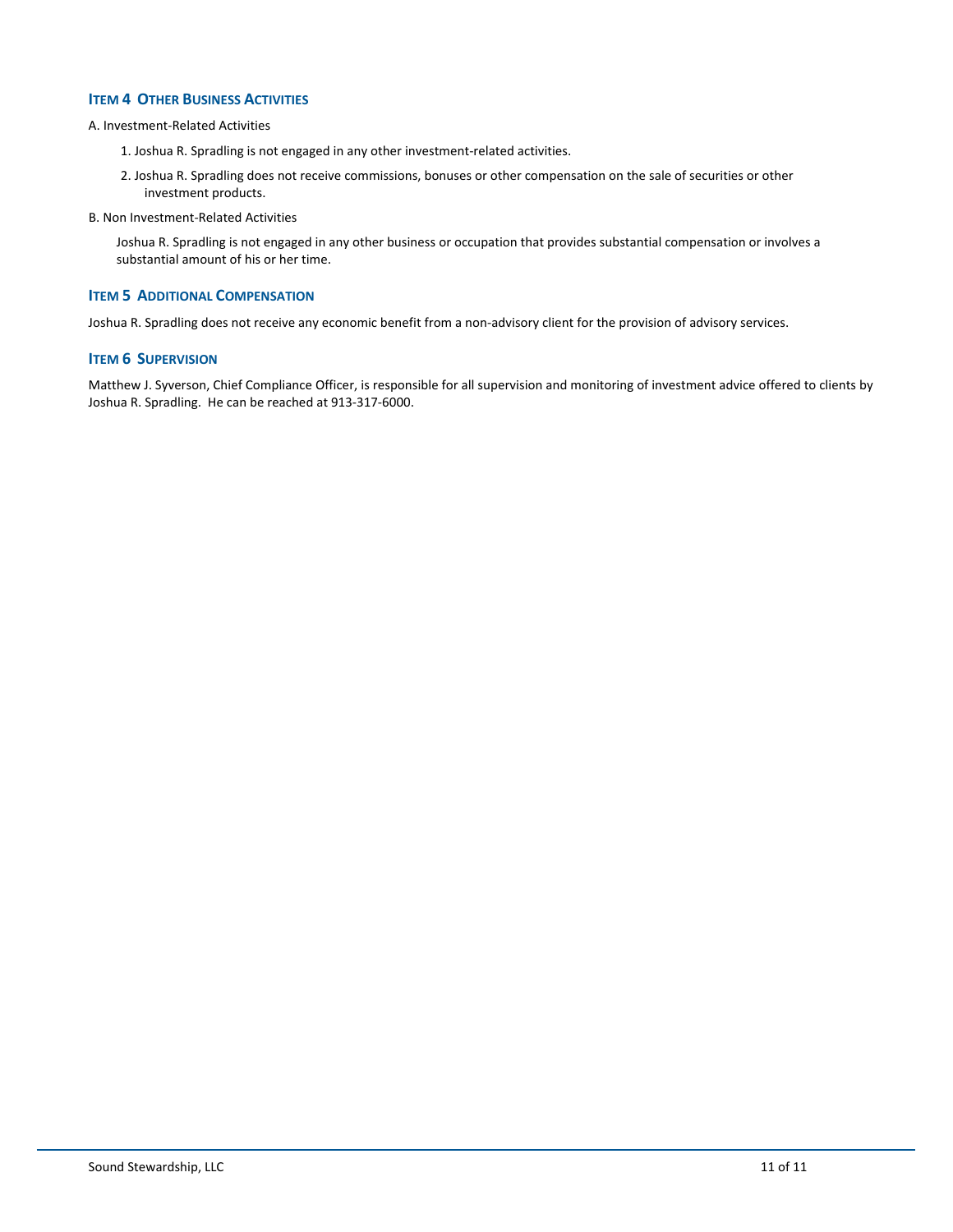## ITEM 4 OTHER BUSINESS ACTIVITIES

A. Investment-Related Activities

1. Joshua R. Spradling is not engaged in any other investment-related activities.
2. Joshua R. Spradling does not receive commissions, bonuses or other compensation on the sale of securities or other investment products.

B. Non Investment-Related Activities

Joshua R. Spradling is not engaged in any other business or occupation that provides substantial compensation or involves a substantial amount of his or her time.

## ITEM 5 ADDITIONAL COMPENSATION

Joshua R. Spradling does not receive any economic benefit from a non-advisory client for the provision of advisory services.

## ITEM 6 SUPERVISION

Matthew J. Syverson, Chief Compliance Officer, is responsible for all supervision and monitoring of investment advice offered to clients by Joshua R. Spradling. He can be reached at 913-317-6000.